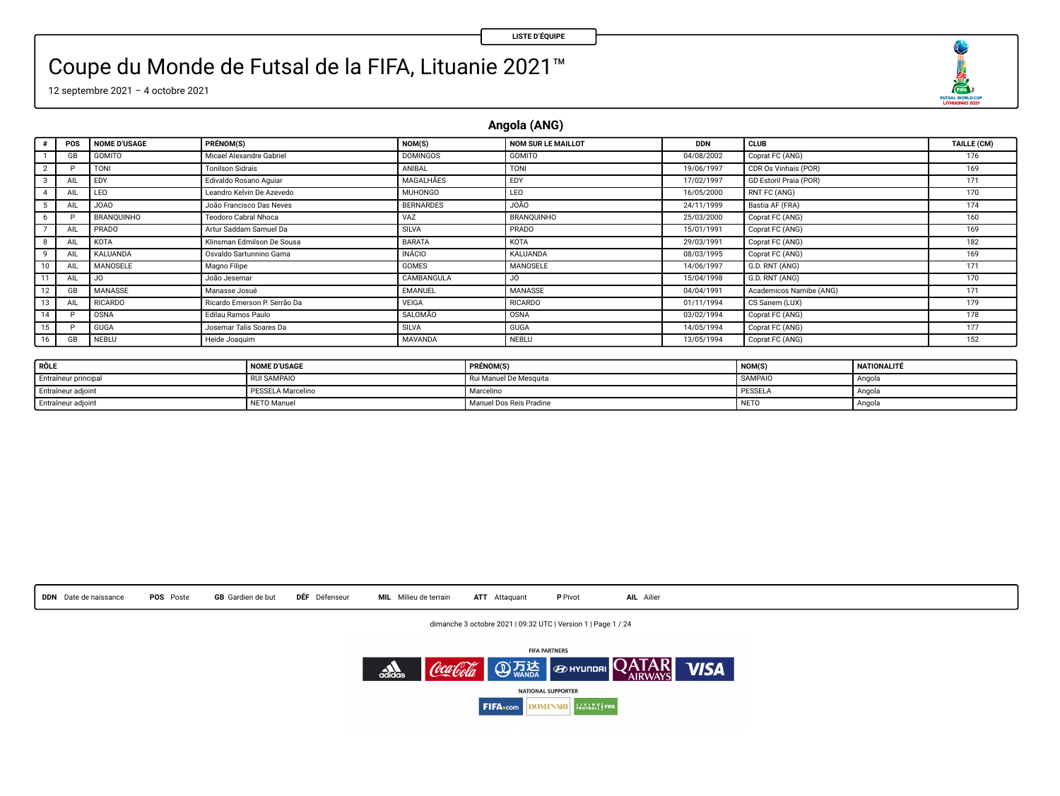LISTE D'ÉQUIPE

# Coupe du Monde de Futsal de la FIFA, Lituanie 2021™

12 septembre 2021 – 4 octobre 2021

## Angola (ANG)

| # | POS | NOME D'USAGE | PRÉNOM(S) | NOM(S) | NOM SUR LE MAILLOT | DDN | CLUB | TAILLE (CM) |
|---|---|---|---|---|---|---|---|---|
| 1 | GB | GOMITO | Micael Alexandre Gabriel | DOMINGOS | GOMITO | 04/08/2002 | Coprat FC (ANG) | 176 |
| 2 | P | TONI | Tonilson Sidrais | ANIBAL | TONI | 19/06/1997 | CDR Os Vinhais (POR) | 169 |
| 3 | AIL | EDY | Edivaldo Rosano Aguiar | MAGALHÃES | EDY | 17/02/1997 | GD Estoril Praia (POR) | 171 |
| 4 | AIL | LEO | Leandro Kelvin De Azevedo | MUHONGO | LEO | 16/05/2000 | RNT FC (ANG) | 170 |
| 5 | AIL | JOAO | João Francisco Das Neves | BERNARDES | JOÃO | 24/11/1999 | Bastia AF (FRA) | 174 |
| 6 | P | BRANQUINHO | Teodoro Cabral Nhoca | VAZ | BRANQUINHO | 25/03/2000 | Coprat FC (ANG) | 160 |
| 7 | AIL | PRADO | Artur Saddam Samuel Da | SILVA | PRADO | 15/01/1991 | Coprat FC (ANG) | 169 |
| 8 | AIL | KOTA | Klinsman Edmilson De Sousa | BARATA | KOTA | 29/03/1991 | Coprat FC (ANG) | 182 |
| 9 | AIL | KALUANDA | Osvaldo Sartunnino Gama | INÁCIO | KALUANDA | 08/03/1995 | Coprat FC (ANG) | 169 |
| 10 | AIL | MANOSELE | Magno Filipe | GOMES | MANOSELE | 14/06/1997 | G.D. RNT (ANG) | 171 |
| 11 | AIL | JO | João Jesemar | CAMBANGULA | JÓ | 15/04/1998 | G.D. RNT (ANG) | 170 |
| 12 | GB | MANASSE | Manasse Josué | EMANUEL | MANASSE | 04/04/1991 | Academicos Namibe (ANG) | 171 |
| 13 | AIL | RICARDO | Ricardo Emerson P. Serrão Da | VEIGA | RICARDO | 01/11/1994 | CS Sanem (LUX) | 179 |
| 14 | P | OSNA | Edilau Ramos Paulo | SALOMÃO | OSNA | 03/02/1994 | Coprat FC (ANG) | 178 |
| 15 | P | GUGA | Josemar Talis Soares Da | SILVA | GUGA | 14/05/1994 | Coprat FC (ANG) | 177 |
| 16 | GB | NEBLU | Heide Joaquim | MAVANDA | NEBLU | 13/05/1994 | Coprat FC (ANG) | 152 |

| RÔLE | NOME D'USAGE | PRÉNOM(S) | NOM(S) | NATIONALITÉ |
|---|---|---|---|---|
| Entraîneur principal | RUI SAMPAIO | Rui Manuel De Mesquita | SAMPAIO | Angola |
| Entraîneur adjoint | PESSELA Marcelino | Marcelino | PESSELA | Angola |
| Entraîneur adjoint | NETO Manuel | Manuel Dos Reis Pradine | NETO | Angola |

**DDN** Date de naissance **POS** Poste **GB** Gardien de but **DÉF** Défenseur **MIL** Milieu de terrain **ATT** Attaquant **P** Pivot **AIL** Ailier

dimanche 3 octobre 2021 | 09:32 UTC | Version 1

FIFA PARTNERS

NATIONAL SUPPORTER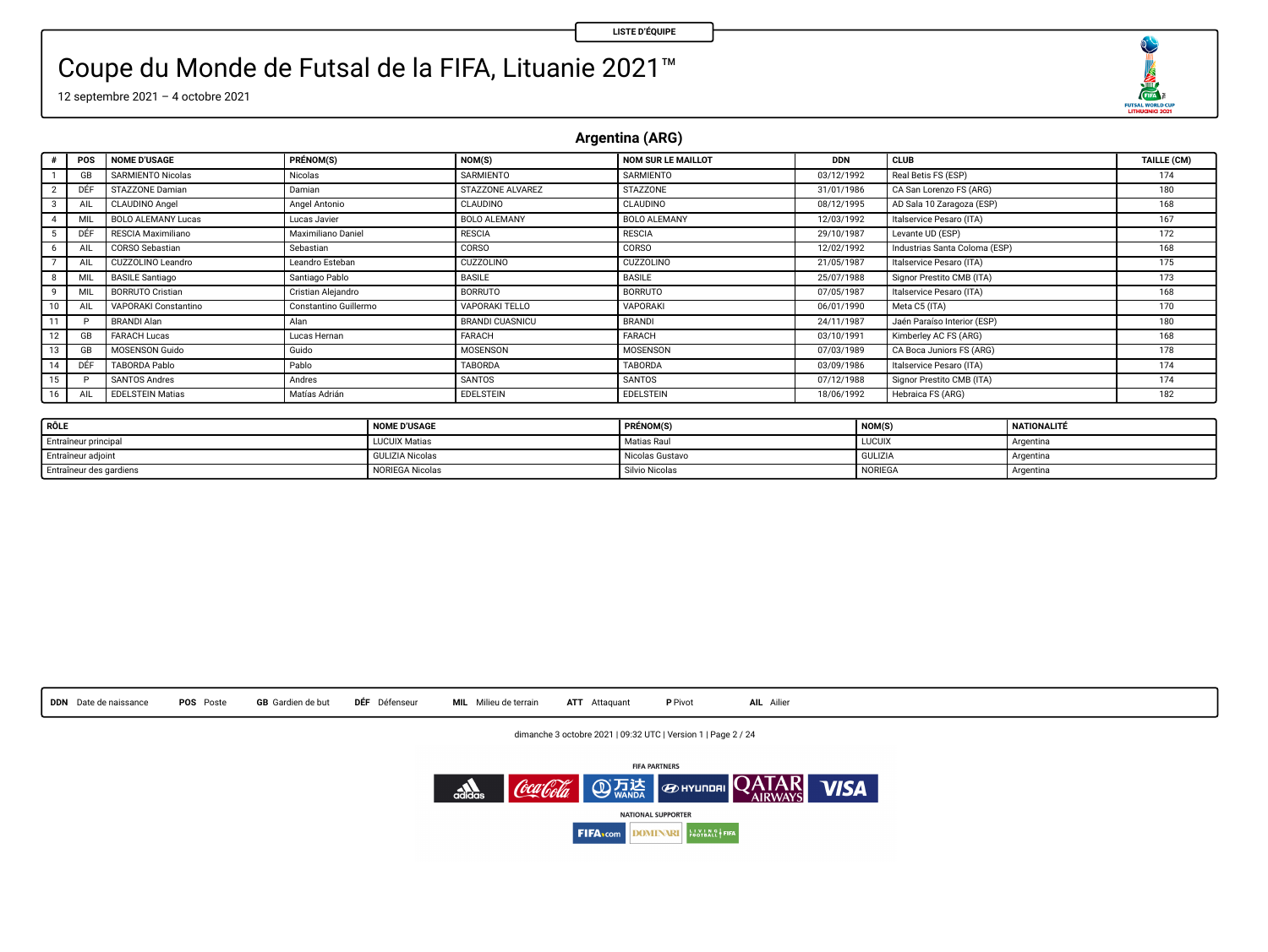LISTE D'ÉQUIPE

# Coupe du Monde de Futsal de la FIFA, Lituanie 2021™

12 septembre 2021 – 4 octobre 2021

## Argentina (ARG)

| # | POS | NOME D'USAGE | PRÉNOM(S) | NOM(S) | NOM SUR LE MAILLOT | DDN | CLUB | TAILLE (CM) |
|---|---|---|---|---|---|---|---|---|
| 1 | GB | SARMIENTO Nicolas | Nicolas | SARMIENTO | SARMIENTO | 03/12/1992 | Real Betis FS (ESP) | 174 |
| 2 | DÉF | STAZZONE Damian | Damian | STAZZONE ALVAREZ | STAZZONE | 31/01/1986 | CA San Lorenzo FS (ARG) | 180 |
| 3 | AIL | CLAUDINO Angel | Angel Antonio | CLAUDINO | CLAUDINO | 08/12/1995 | AD Sala 10 Zaragoza (ESP) | 168 |
| 4 | MIL | BOLO ALEMANY Lucas | Lucas Javier | BOLO ALEMANY | BOLO ALEMANY | 12/03/1992 | Italservice Pesaro (ITA) | 167 |
| 5 | DÉF | RESCIA Maximiliano | Maximiliano Daniel | RESCIA | RESCIA | 29/10/1987 | Levante UD (ESP) | 172 |
| 6 | AIL | CORSO Sebastian | Sebastian | CORSO | CORSO | 12/02/1992 | Industrias Santa Coloma (ESP) | 168 |
| 7 | AIL | CUZZOLINO Leandro | Leandro Esteban | CUZZOLINO | CUZZOLINO | 21/05/1987 | Italservice Pesaro (ITA) | 175 |
| 8 | MIL | BASILE Santiago | Santiago Pablo | BASILE | BASILE | 25/07/1988 | Signor Prestito CMB (ITA) | 173 |
| 9 | MIL | BORRUTO Cristian | Cristian Alejandro | BORRUTO | BORRUTO | 07/05/1987 | Italservice Pesaro (ITA) | 168 |
| 10 | AIL | VAPORAKI Constantino | Constantino Guillermo | VAPORAKI TELLO | VAPORAKI | 06/01/1990 | Meta C5 (ITA) | 170 |
| 11 | P | BRANDI Alan | Alan | BRANDI CUASNICU | BRANDI | 24/11/1987 | Jaén Paraíso Interior (ESP) | 180 |
| 12 | GB | FARACH Lucas | Lucas Hernan | FARACH | FARACH | 03/10/1991 | Kimberley AC FS (ARG) | 168 |
| 13 | GB | MOSENSON Guido | Guido | MOSENSON | MOSENSON | 07/03/1989 | CA Boca Juniors FS (ARG) | 178 |
| 14 | DÉF | TABORDA Pablo | Pablo | TABORDA | TABORDA | 03/09/1986 | Italservice Pesaro (ITA) | 174 |
| 15 | P | SANTOS Andres | Andres | SANTOS | SANTOS | 07/12/1988 | Signor Prestito CMB (ITA) | 174 |
| 16 | AIL | EDELSTEIN Matias | Matías Adrián | EDELSTEIN | EDELSTEIN | 18/06/1992 | Hebraica FS (ARG) | 182 |

| RÔLE | NOME D'USAGE | PRÉNOM(S) | NOM(S) | NATIONALITÉ |
|---|---|---|---|---|
| Entraîneur principal | LUCUIX Matias | Matias Raul | LUCUIX | Argentina |
| Entraîneur adjoint | GULIZIA Nicolas | Nicolas Gustavo | GULIZIA | Argentina |
| Entraîneur des gardiens | NORIEGA Nicolas | Silvio Nicolas | NORIEGA | Argentina |

**DDN** Date de naissance **POS** Poste **GB** Gardien de but **DÉF** Défenseur **MIL** Milieu de terrain **ATT** Attaquant **P** Pivot **AIL** Ailier

dimanche 3 octobre 2021 | 09:32 UTC | Version 1

FIFA PARTNERS

NATIONAL SUPPORTER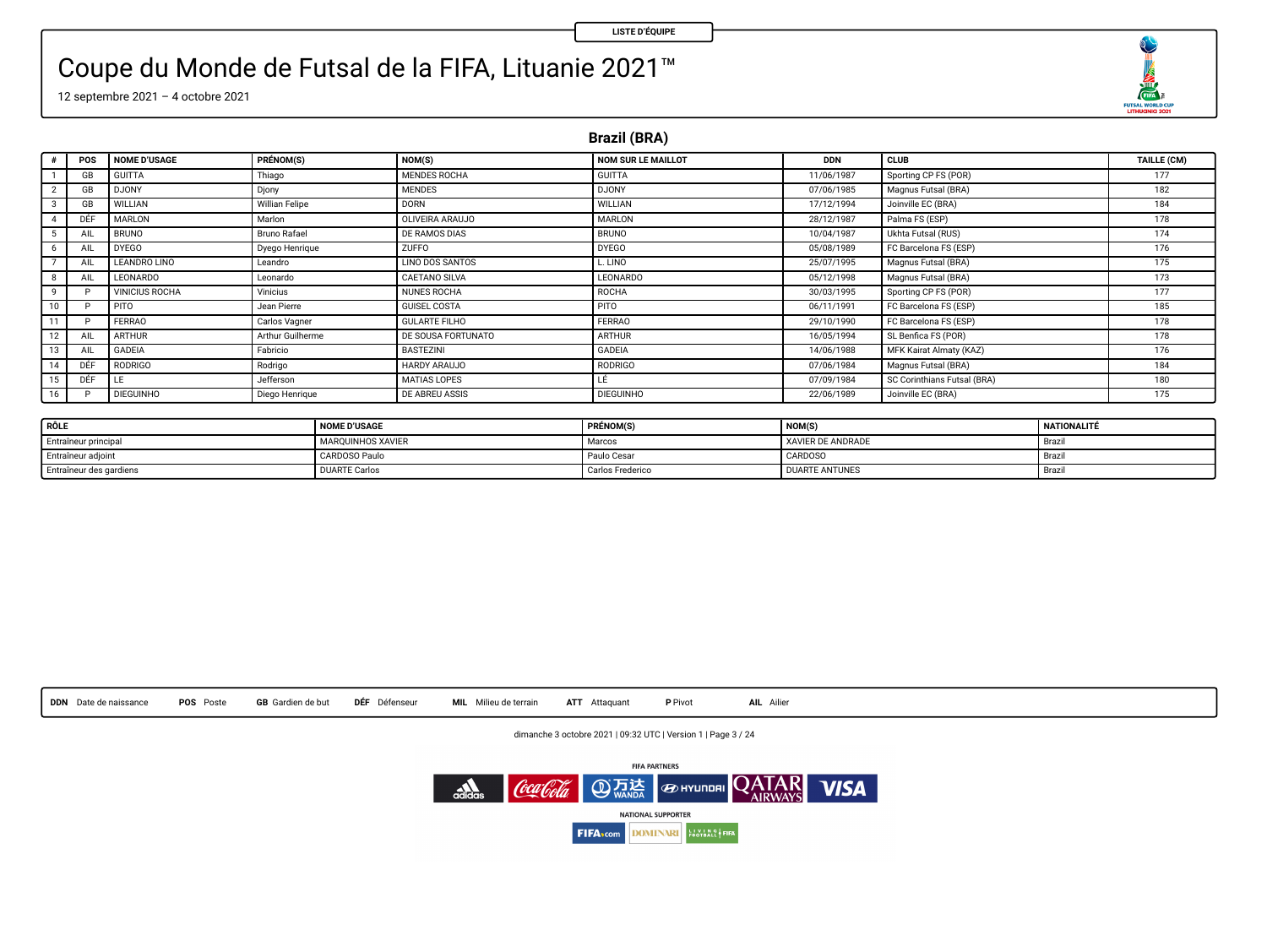LISTE D'ÉQUIPE

# Coupe du Monde de Futsal de la FIFA, Lituanie 2021™

12 septembre 2021 – 4 octobre 2021

## Brazil (BRA)

| # | POS | NOME D'USAGE | PRÉNOM(S) | NOM(S) | NOM SUR LE MAILLOT | DDN | CLUB | TAILLE (CM) |
|---|---|---|---|---|---|---|---|---|
| 1 | GB | GUITTA | Thiago | MENDES ROCHA | GUITTA | 11/06/1987 | Sporting CP FS (POR) | 177 |
| 2 | GB | DJONY | Djony | MENDES | DJONY | 07/06/1985 | Magnus Futsal (BRA) | 182 |
| 3 | GB | WILLIAN | Willian Felipe | DORN | WILLIAN | 17/12/1994 | Joinville EC (BRA) | 184 |
| 4 | DÉF | MARLON | Marlon | OLIVEIRA ARAUJO | MARLON | 28/12/1987 | Palma FS (ESP) | 178 |
| 5 | AIL | BRUNO | Bruno Rafael | DE RAMOS DIAS | BRUNO | 10/04/1987 | Ukhta Futsal (RUS) | 174 |
| 6 | AIL | DYEGO | Dyego Henrique | ZUFFO | DYEGO | 05/08/1989 | FC Barcelona FS (ESP) | 176 |
| 7 | AIL | LEANDRO LINO | Leandro | LINO DOS SANTOS | L. LINO | 25/07/1995 | Magnus Futsal (BRA) | 175 |
| 8 | AIL | LEONARDO | Leonardo | CAETANO SILVA | LEONARDO | 05/12/1998 | Magnus Futsal (BRA) | 173 |
| 9 | P | VINICIUS ROCHA | Vinicius | NUNES ROCHA | ROCHA | 30/03/1995 | Sporting CP FS (POR) | 177 |
| 10 | P | PITO | Jean Pierre | GUISEL COSTA | PITO | 06/11/1991 | FC Barcelona FS (ESP) | 185 |
| 11 | P | FERRAO | Carlos Vagner | GULARTE FILHO | FERRAO | 29/10/1990 | FC Barcelona FS (ESP) | 178 |
| 12 | AIL | ARTHUR | Arthur Guilherme | DE SOUSA FORTUNATO | ARTHUR | 16/05/1994 | SL Benfica FS (POR) | 178 |
| 13 | AIL | GADEIA | Fabricio | BASTEZINI | GADEIA | 14/06/1988 | MFK Kairat Almaty (KAZ) | 176 |
| 14 | DÉF | RODRIGO | Rodrigo | HARDY ARAUJO | RODRIGO | 07/06/1984 | Magnus Futsal (BRA) | 184 |
| 15 | DÉF | LE | Jefferson | MATIAS LOPES | LÊ | 07/09/1984 | SC Corinthians Futsal (BRA) | 180 |
| 16 | P | DIEGUINHO | Diego Henrique | DE ABREU ASSIS | DIEGUINHO | 22/06/1989 | Joinville EC (BRA) | 175 |

| RÔLE | NOME D'USAGE | PRÉNOM(S) | NOM(S) | NATIONALITÉ |
|---|---|---|---|---|
| Entraîneur principal | MARQUINHOS XAVIER | Marcos | XAVIER DE ANDRADE | Brazil |
| Entraîneur adjoint | CARDOSO Paulo | Paulo Cesar | CARDOSO | Brazil |
| Entraîneur des gardiens | DUARTE Carlos | Carlos Frederico | DUARTE ANTUNES | Brazil |

**DDN** Date de naissance **POS** Poste **GB** Gardien de but **DÉF** Défenseur **MIL** Milieu de terrain **ATT** Attaquant **P** Pivot **AIL** Ailier

dimanche 3 octobre 2021 | 09:32 UTC | Version 1

FIFA PARTNERS

NATIONAL SUPPORTER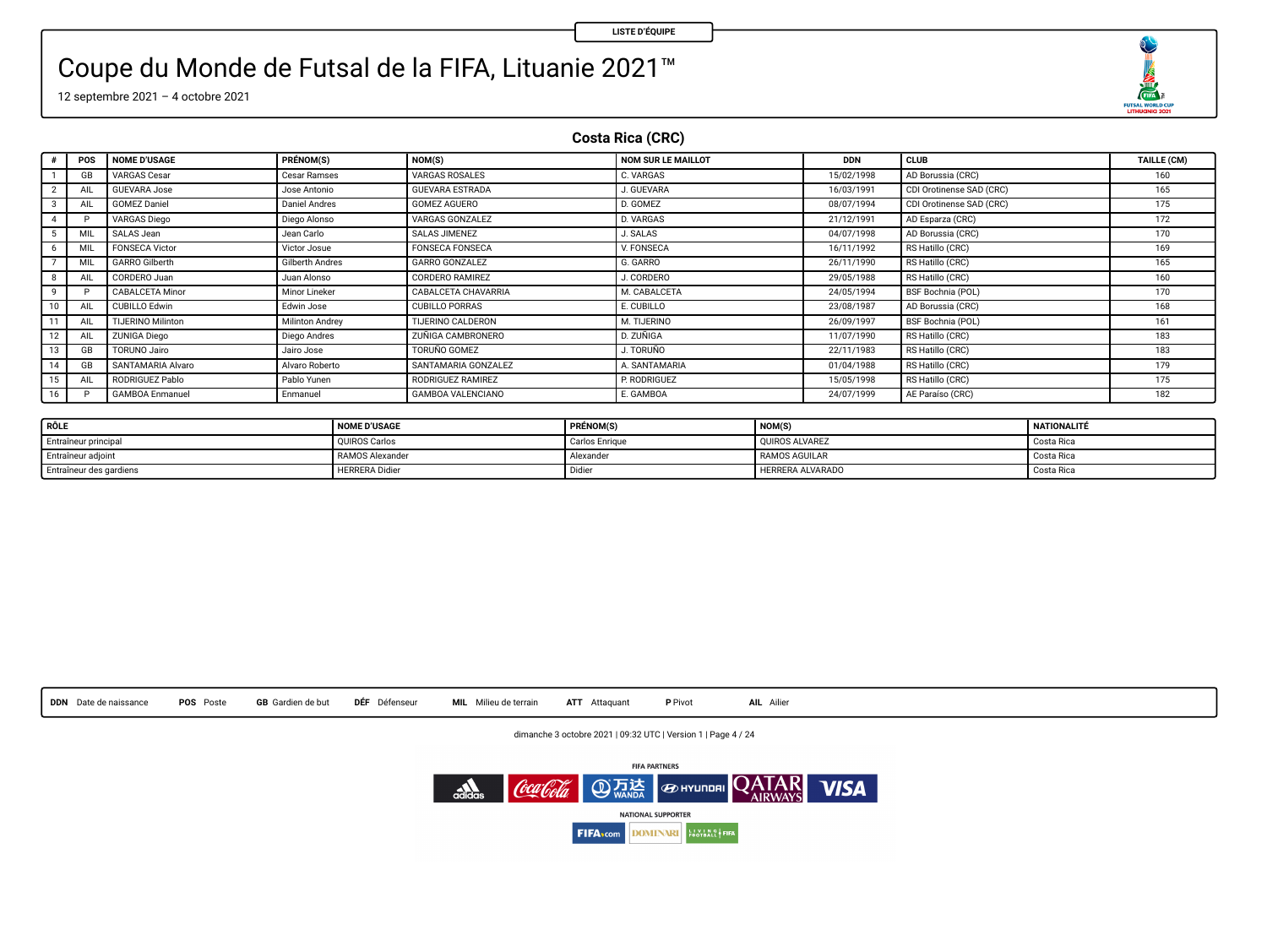LISTE D'ÉQUIPE

# Coupe du Monde de Futsal de la FIFA, Lituanie 2021™

12 septembre 2021 – 4 octobre 2021

## Costa Rica (CRC)

| # | POS | NOME D'USAGE | PRÉNOM(S) | NOM(S) | NOM SUR LE MAILLOT | DDN | CLUB | TAILLE (CM) |
|---|---|---|---|---|---|---|---|---|
| 1 | GB | VARGAS Cesar | Cesar Ramses | VARGAS ROSALES | C. VARGAS | 15/02/1998 | AD Borussia (CRC) | 160 |
| 2 | AIL | GUEVARA Jose | Jose Antonio | GUEVARA ESTRADA | J. GUEVARA | 16/03/1991 | CDI Orotinense SAD (CRC) | 165 |
| 3 | AIL | GOMEZ Daniel | Daniel Andres | GOMEZ AGUERO | D. GOMEZ | 08/07/1994 | CDI Orotinense SAD (CRC) | 175 |
| 4 | P | VARGAS Diego | Diego Alonso | VARGAS GONZALEZ | D. VARGAS | 21/12/1991 | AD Esparza (CRC) | 172 |
| 5 | MIL | SALAS Jean | Jean Carlo | SALAS JIMENEZ | J. SALAS | 04/07/1998 | AD Borussia (CRC) | 170 |
| 6 | MIL | FONSECA Victor | Victor Josue | FONSECA FONSECA | V. FONSECA | 16/11/1992 | RS Hatillo (CRC) | 169 |
| 7 | MIL | GARRO Gilberth | Gilberth Andres | GARRO GONZALEZ | G. GARRO | 26/11/1990 | RS Hatillo (CRC) | 165 |
| 8 | AIL | CORDERO Juan | Juan Alonso | CORDERO RAMIREZ | J. CORDERO | 29/05/1988 | RS Hatillo (CRC) | 160 |
| 9 | P | CABALCETA Minor | Minor Lineker | CABALCETA CHAVARRIA | M. CABALCETA | 24/05/1994 | BSF Bochnia (POL) | 170 |
| 10 | AIL | CUBILLO Edwin | Edwin Jose | CUBILLO PORRAS | E. CUBILLO | 23/08/1987 | AD Borussia (CRC) | 168 |
| 11 | AIL | TIJERINO Milinton | Milinton Andrey | TIJERINO CALDERON | M. TIJERINO | 26/09/1997 | BSF Bochnia (POL) | 161 |
| 12 | AIL | ZUNIGA Diego | Diego Andres | ZUÑIGA CAMBRONERO | D. ZUÑIGA | 11/07/1990 | RS Hatillo (CRC) | 183 |
| 13 | GB | TORUNO Jairo | Jairo Jose | TORUÑO GOMEZ | J. TORUÑO | 22/11/1983 | RS Hatillo (CRC) | 183 |
| 14 | GB | SANTAMARIA Alvaro | Alvaro Roberto | SANTAMARIA GONZALEZ | A. SANTAMARIA | 01/04/1988 | RS Hatillo (CRC) | 179 |
| 15 | AIL | RODRIGUEZ Pablo | Pablo Yunen | RODRIGUEZ RAMIREZ | P. RODRIGUEZ | 15/05/1998 | RS Hatillo (CRC) | 175 |
| 16 | P | GAMBOA Enmanuel | Enmanuel | GAMBOA VALENCIANO | E. GAMBOA | 24/07/1999 | AE Paraíso (CRC) | 182 |

| RÔLE | NOME D'USAGE | PRÉNOM(S) | NOM(S) | NATIONALITÉ |
|---|---|---|---|---|
| Entraîneur principal | QUIROS Carlos | Carlos Enrique | QUIROS ALVAREZ | Costa Rica |
| Entraîneur adjoint | RAMOS Alexander | Alexander | RAMOS AGUILAR | Costa Rica |
| Entraîneur des gardiens | HERRERA Didier | Didier | HERRERA ALVARADO | Costa Rica |

**DDN** Date de naissance **POS** Poste **GB** Gardien de but **DÉF** Défenseur **MIL** Milieu de terrain **ATT** Attaquant **P** Pivot **AIL** Ailier

dimanche 3 octobre 2021 | 09:32 UTC | Version 1

FIFA PARTNERS

NATIONAL SUPPORTER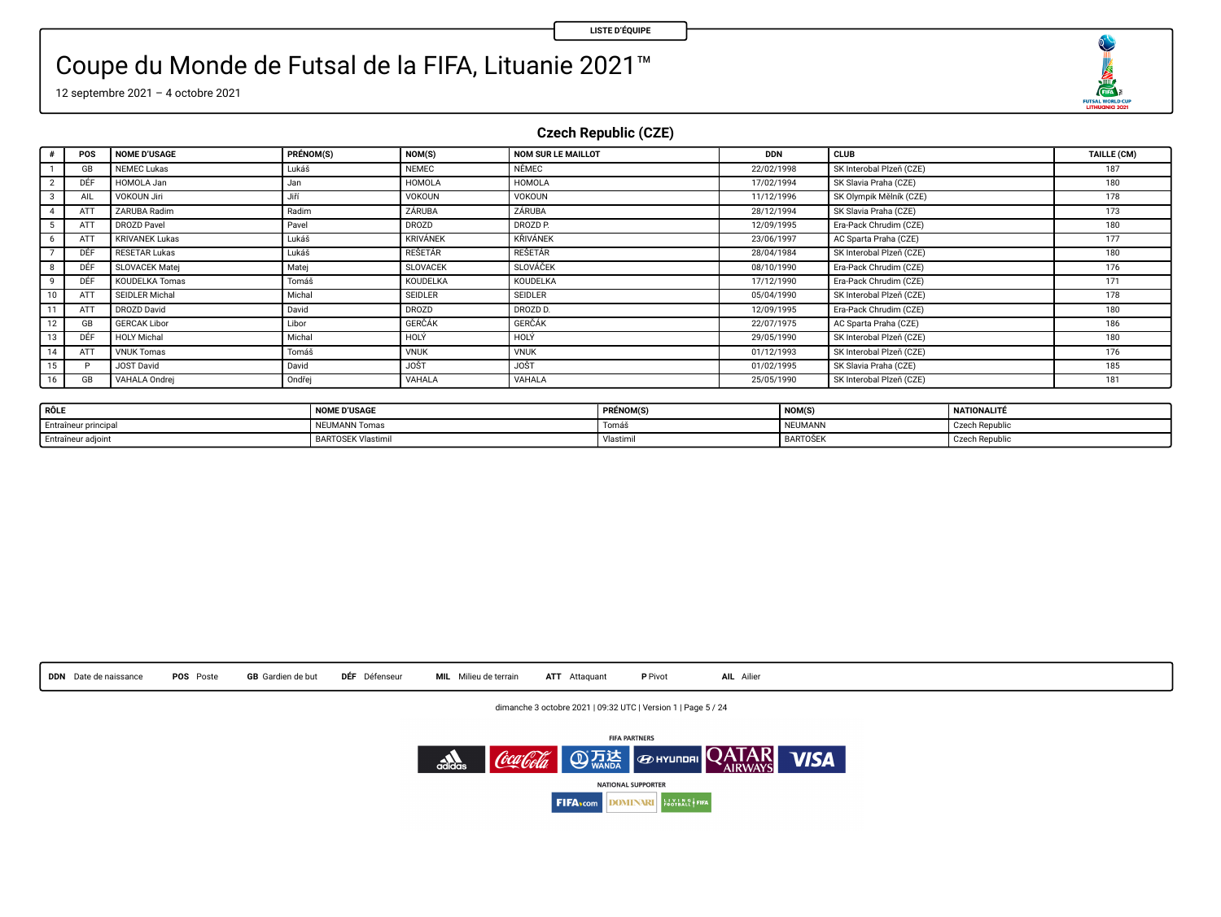LISTE D'ÉQUIPE

# Coupe du Monde de Futsal de la FIFA, Lituanie 2021™

12 septembre 2021 – 4 octobre 2021

## Czech Republic (CZE)

| # | POS | NOME D'USAGE | PRÉNOM(S) | NOM(S) | NOM SUR LE MAILLOT | DDN | CLUB | TAILLE (CM) |
|---|---|---|---|---|---|---|---|---|
| 1 | GB | NEMEC Lukas | Lukáš | NEMEC | NĚMEC | 22/02/1998 | SK Interobal Plzeň (CZE) | 187 |
| 2 | DÉF | HOMOLA Jan | Jan | HOMOLA | HOMOLA | 17/02/1994 | SK Slavia Praha (CZE) | 180 |
| 3 | AIL | VOKOUN Jiri | Jiří | VOKOUN | VOKOUN | 11/12/1996 | SK Olympik Mělník (CZE) | 178 |
| 4 | ATT | ZARUBA Radim | Radim | ZÁRUBA | ZÁRUBA | 28/12/1994 | SK Slavia Praha (CZE) | 173 |
| 5 | ATT | DROZD Pavel | Pavel | DROZD | DROZD P. | 12/09/1995 | Era-Pack Chrudim (CZE) | 180 |
| 6 | ATT | KRIVANEK Lukas | Lukáš | KRIVÁNEK | KŘIVÁNEK | 23/06/1997 | AC Sparta Praha (CZE) | 177 |
| 7 | DÉF | RESETAR Lukas | Lukáš | REŠETÁR | REŠETÁR | 28/04/1984 | SK Interobal Plzeň (CZE) | 180 |
| 8 | DÉF | SLOVACEK Matej | Matej | SLOVACEK | SLOVÁČEK | 08/10/1990 | Era-Pack Chrudim (CZE) | 176 |
| 9 | DÉF | KOUDELKA Tomas | Tomáš | KOUDELKA | KOUDELKA | 17/12/1990 | Era-Pack Chrudim (CZE) | 171 |
| 10 | ATT | SEIDLER Michal | Michal | SEIDLER | SEIDLER | 05/04/1990 | SK Interobal Plzeň (CZE) | 178 |
| 11 | ATT | DROZD David | David | DROZD | DROZD D. | 12/09/1995 | Era-Pack Chrudim (CZE) | 180 |
| 12 | GB | GERCAK Libor | Libor | GERČÁK | GERČÁK | 22/07/1975 | AC Sparta Praha (CZE) | 186 |
| 13 | DÉF | HOLY Michal | Michal | HOLÝ | HOLÝ | 29/05/1990 | SK Interobal Plzeň (CZE) | 180 |
| 14 | ATT | VNUK Tomas | Tomáš | VNUK | VNUK | 01/12/1993 | SK Interobal Plzeň (CZE) | 176 |
| 15 | P | JOST David | David | JOŠT | JOŠT | 01/02/1995 | SK Slavia Praha (CZE) | 185 |
| 16 | GB | VAHALA Ondrej | Ondřej | VAHALA | VAHALA | 25/05/1990 | SK Interobal Plzeň (CZE) | 181 |

| RÔLE | NOME D'USAGE | PRÉNOM(S) | NOM(S) | NATIONALITÉ |
|---|---|---|---|---|
| Entraîneur principal | NEUMANN Tomas | Tomáš | NEUMANN | Czech Republic |
| Entraîneur adjoint | BARTOSEK Vlastimil | Vlastimil | BARTOŠEK | Czech Republic |

**DDN** Date de naissance **POS** Poste **GB** Gardien de but **DÉF** Défenseur **MIL** Milieu de terrain **ATT** Attaquant **P** Pivot **AIL** Ailier

dimanche 3 octobre 2021 | 09:32 UTC | Version 1

FIFA PARTNERS

NATIONAL SUPPORTER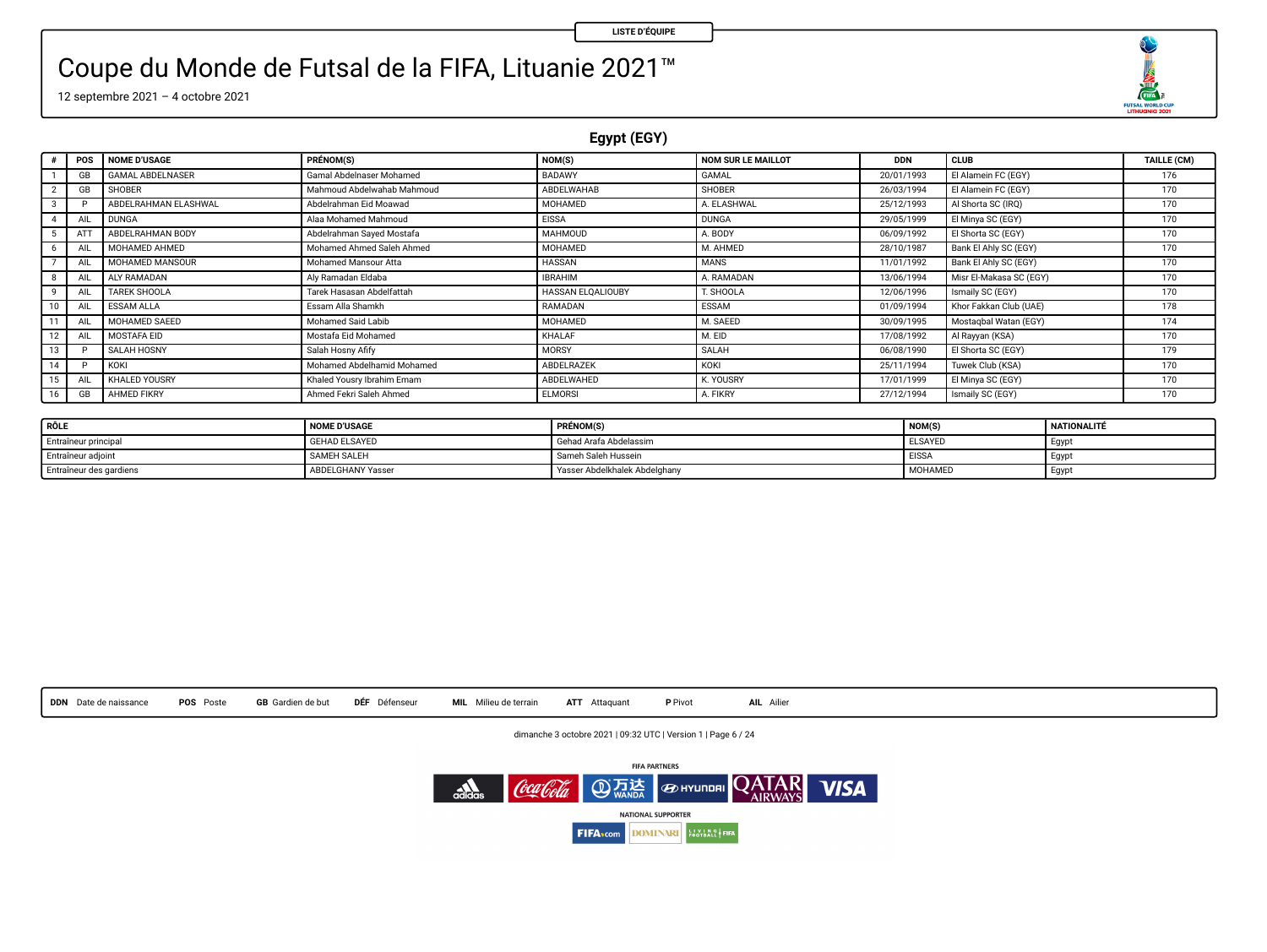LISTE D'ÉQUIPE

# Coupe du Monde de Futsal de la FIFA, Lituanie 2021™

12 septembre 2021 – 4 octobre 2021

## Egypt (EGY)

| # | POS | NOME D'USAGE | PRÉNOM(S) | NOM(S) | NOM SUR LE MAILLOT | DDN | CLUB | TAILLE (CM) |
|---|---|---|---|---|---|---|---|---|
| 1 | GB | GAMAL ABDELNASER | Gamal Abdelnaser Mohamed | BADAWY | GAMAL | 20/01/1993 | El Alamein FC (EGY) | 176 |
| 2 | GB | SHOBER | Mahmoud Abdelwahab Mahmoud | ABDELWAHAB | SHOBER | 26/03/1994 | El Alamein FC (EGY) | 170 |
| 3 | P | ABDELRAHMAN ELASHWAL | Abdelrahman Eid Moawad | MOHAMED | A. ELASHWAL | 25/12/1993 | Al Shorta SC (IRQ) | 170 |
| 4 | AIL | DUNGA | Alaa Mohamed Mahmoud | EISSA | DUNGA | 29/05/1999 | El Minya SC (EGY) | 170 |
| 5 | ATT | ABDELRAHMAN BODY | Abdelrahman Sayed Mostafa | MAHMOUD | A. BODY | 06/09/1992 | El Shorta SC (EGY) | 170 |
| 6 | AIL | MOHAMED AHMED | Mohamed Ahmed Saleh Ahmed | MOHAMED | M. AHMED | 28/10/1987 | Bank El Ahly SC (EGY) | 170 |
| 7 | AIL | MOHAMED MANSOUR | Mohamed Mansour Atta | HASSAN | MANS | 11/01/1992 | Bank El Ahly SC (EGY) | 170 |
| 8 | AIL | ALY RAMADAN | Aly Ramadan Eldaba | IBRAHIM | A. RAMADAN | 13/06/1994 | Misr El-Makasa SC (EGY) | 170 |
| 9 | AIL | TAREK SHOOLA | Tarek Hasasan Abdelfattah | HASSAN ELQALIOUBY | T. SHOOLA | 12/06/1996 | Ismaily SC (EGY) | 170 |
| 10 | AIL | ESSAM ALLA | Essam Alla Shamkh | RAMADAN | ESSAM | 01/09/1994 | Khor Fakkan Club (UAE) | 178 |
| 11 | AIL | MOHAMED SAEED | Mohamed Said Labib | MOHAMED | M. SAEED | 30/09/1995 | Mostaqbal Watan (EGY) | 174 |
| 12 | AIL | MOSTAFA EID | Mostafa Eid Mohamed | KHALAF | M. EID | 17/08/1992 | Al Rayyan (KSA) | 170 |
| 13 | P | SALAH HOSNY | Salah Hosny Afify | MORSY | SALAH | 06/08/1990 | El Shorta SC (EGY) | 179 |
| 14 | P | KOKI | Mohamed Abdelhamid Mohamed | ABDELRAZEK | KOKI | 25/11/1994 | Tuwek Club (KSA) | 170 |
| 15 | AIL | KHALED YOUSRY | Khaled Yousry Ibrahim Emam | ABDELWAHED | K. YOUSRY | 17/01/1999 | El Minya SC (EGY) | 170 |
| 16 | GB | AHMED FIKRY | Ahmed Fekri Saleh Ahmed | ELMORSI | A. FIKRY | 27/12/1994 | Ismaily SC (EGY) | 170 |

| RÔLE | NOME D'USAGE | PRÉNOM(S) | NOM(S) | NATIONALITÉ |
|---|---|---|---|---|
| Entraîneur principal | GEHAD ELSAYED | Gehad Arafa Abdelassim | ELSAYED | Egypt |
| Entraîneur adjoint | SAMEH SALEH | Sameh Saleh Hussein | EISSA | Egypt |
| Entraîneur des gardiens | ABDELGHANY Yasser | Yasser Abdelkhalek Abdelghany | MOHAMED | Egypt |

**DDN** Date de naissance **POS** Poste **GB** Gardien de but **DÉF** Défenseur **MIL** Milieu de terrain **ATT** Attaquant **P** Pivot **AIL** Ailier

dimanche 3 octobre 2021 | 09:32 UTC | Version 1

FIFA PARTNERS

NATIONAL SUPPORTER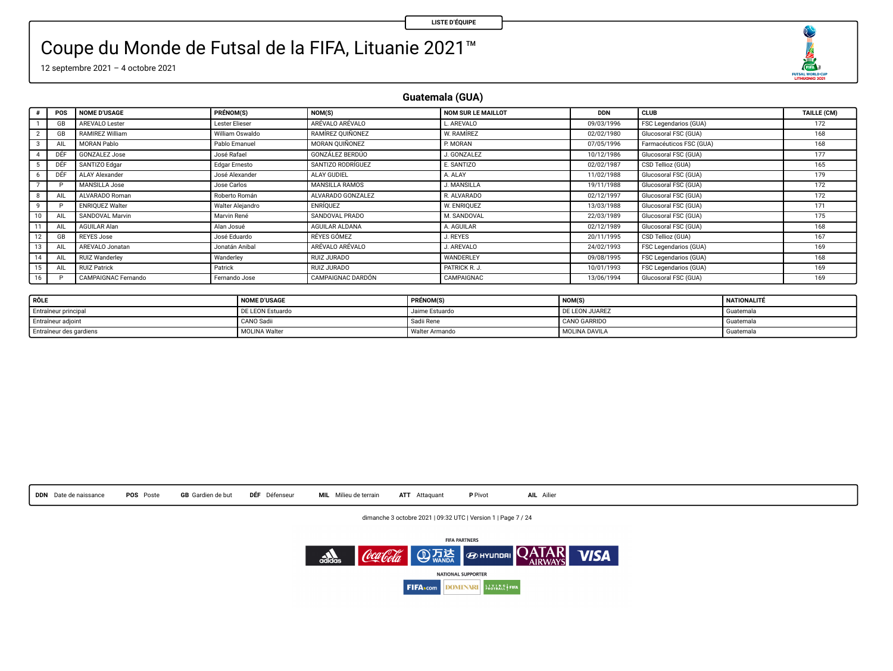LISTE D'ÉQUIPE

# Coupe du Monde de Futsal de la FIFA, Lituanie 2021™

12 septembre 2021 – 4 octobre 2021

## Guatemala (GUA)

| # | POS | NOME D'USAGE | PRÉNOM(S) | NOM(S) | NOM SUR LE MAILLOT | DDN | CLUB | TAILLE (CM) |
|---|---|---|---|---|---|---|---|---|
| 1 | GB | AREVALO Lester | Lester Elieser | ARÉVALO ARÉVALO | L. AREVALO | 09/03/1996 | FSC Legendarios (GUA) | 172 |
| 2 | GB | RAMIREZ William | William Oswaldo | RAMÍREZ QUIÑONEZ | W. RAMÍREZ | 02/02/1980 | Glucosoral FSC (GUA) | 168 |
| 3 | AIL | MORAN Pablo | Pablo Emanuel | MORAN QUIÑONEZ | P. MORAN | 07/05/1996 | Farmacéuticos FSC (GUA) | 168 |
| 4 | DÉF | GONZALEZ Jose | José Rafael | GONZÁLEZ BERDÚO | J. GONZALEZ | 10/12/1986 | Glucosoral FSC (GUA) | 177 |
| 5 | DÉF | SANTIZO Edgar | Edgar Ernesto | SANTIZO RODRÍGUEZ | E. SANTIZO | 02/02/1987 | CSD Tellioz (GUA) | 165 |
| 6 | DÉF | ALAY Alexander | José Alexander | ALAY GUDIEL | A. ALAY | 11/02/1988 | Glucosoral FSC (GUA) | 179 |
| 7 | P | MANSILLA Jose | Jose Carlos | MANSILLA RAMOS | J. MANSILLA | 19/11/1988 | Glucosoral FSC (GUA) | 172 |
| 8 | AIL | ALVARADO Roman | Roberto Román | ALVARADO GONZALEZ | R. ALVARADO | 02/12/1997 | Glucosoral FSC (GUA) | 172 |
| 9 | P | ENRIQUEZ Walter | Walter Alejandro | ENRÍQUEZ | W. ENRIQUEZ | 13/03/1988 | Glucosoral FSC (GUA) | 171 |
| 10 | AIL | SANDOVAL Marvin | Marvin René | SANDOVAL PRADO | M. SANDOVAL | 22/03/1989 | Glucosoral FSC (GUA) | 175 |
| 11 | AIL | AGUILAR Alan | Alan Josué | AGUILAR ALDANA | A. AGUILAR | 02/12/1989 | Glucosoral FSC (GUA) | 168 |
| 12 | GB | REYES Jose | José Eduardo | RÉYES GÓMEZ | J. REYES | 20/11/1995 | CSD Tellioz (GUA) | 167 |
| 13 | AIL | AREVALO Jonatan | Jonatán Anibal | ARÉVALO ARÉVALO | J. AREVALO | 24/02/1993 | FSC Legendarios (GUA) | 169 |
| 14 | AIL | RUIZ Wanderley | Wanderley | RUIZ JURADO | WANDERLEY | 09/08/1995 | FSC Legendarios (GUA) | 168 |
| 15 | AIL | RUIZ Patrick | Patrick | RUIZ JURADO | PATRICK R. J. | 10/01/1993 | FSC Legendarios (GUA) | 169 |
| 16 | P | CAMPAIGNAC Fernando | Fernando Jose | CAMPAIGNAC DARDÓN | CAMPAIGNAC | 13/06/1994 | Glucosoral FSC (GUA) | 169 |

| RÔLE | NOME D'USAGE | PRÉNOM(S) | NOM(S) | NATIONALITÉ |
|---|---|---|---|---|
| Entraîneur principal | DE LEON Estuardo | Jaime Estuardo | DE LEON JUAREZ | Guatemala |
| Entraîneur adjoint | CANO Sadii | Sadii Rene | CANO GARRIDO | Guatemala |
| Entraîneur des gardiens | MOLINA Walter | Walter Armando | MOLINA DAVILA | Guatemala |

**DDN** Date de naissance **POS** Poste **GB** Gardien de but **DÉF** Défenseur **MIL** Milieu de terrain **ATT** Attaquant **P** Pivot **AIL** Ailier

dimanche 3 octobre 2021 | 09:32 UTC | Version 1

FIFA PARTNERS

NATIONAL SUPPORTER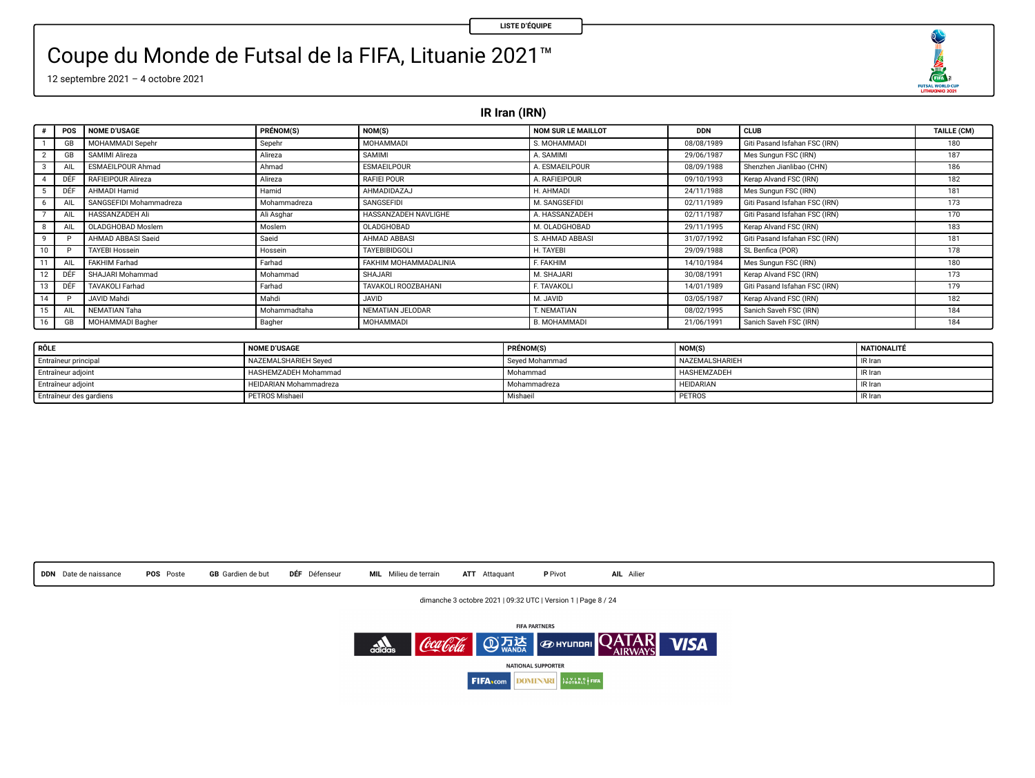LISTE D'ÉQUIPE

# Coupe du Monde de Futsal de la FIFA, Lituanie 2021™

12 septembre 2021 – 4 octobre 2021

## IR Iran (IRN)

| # | POS | NOME D'USAGE | PRÉNOM(S) | NOM(S) | NOM SUR LE MAILLOT | DDN | CLUB | TAILLE (CM) |
|---|---|---|---|---|---|---|---|---|
| 1 | GB | MOHAMMADI Sepehr | Sepehr | MOHAMMADI | S. MOHAMMADI | 08/08/1989 | Giti Pasand Isfahan FSC (IRN) | 180 |
| 2 | GB | SAMIMI Alireza | Alireza | SAMIMI | A. SAMIMI | 29/06/1987 | Mes Sungun FSC (IRN) | 187 |
| 3 | AIL | ESMAEILPOUR Ahmad | Ahmad | ESMAEILPOUR | A. ESMAEILPOUR | 08/09/1988 | Shenzhen Jianlibao (CHN) | 186 |
| 4 | DÉF | RAFIEIPOUR Alireza | Alireza | RAFIEI POUR | A. RAFIEIPOUR | 09/10/1993 | Kerap Alvand FSC (IRN) | 182 |
| 5 | DÉF | AHMADI Hamid | Hamid | AHMADIDAZAJ | H. AHMADI | 24/11/1988 | Mes Sungun FSC (IRN) | 181 |
| 6 | AIL | SANGSEFIDI Mohammadreza | Mohammadreza | SANGSEFIDI | M. SANGSEFIDI | 02/11/1989 | Giti Pasand Isfahan FSC (IRN) | 173 |
| 7 | AIL | HASSANZADEH Ali | Ali Asghar | HASSANZADEH NAVLIGHE | A. HASSANZADEH | 02/11/1987 | Giti Pasand Isfahan FSC (IRN) | 170 |
| 8 | AIL | OLADGHOBAD Moslem | Moslem | OLADGHOBAD | M. OLADGHOBAD | 29/11/1995 | Kerap Alvand FSC (IRN) | 183 |
| 9 | P | AHMAD ABBASI Saeid | Saeid | AHMAD ABBASI | S. AHMAD ABBASI | 31/07/1992 | Giti Pasand Isfahan FSC (IRN) | 181 |
| 10 | P | TAYEBI Hossein | Hossein | TAYEBIBIDGOLI | H. TAYEBI | 29/09/1988 | SL Benfica (POR) | 178 |
| 11 | AIL | FAKHIM Farhad | Farhad | FAKHIM MOHAMMADALINIA | F. FAKHIM | 14/10/1984 | Mes Sungun FSC (IRN) | 180 |
| 12 | DÉF | SHAJARI Mohammad | Mohammad | SHAJARI | M. SHAJARI | 30/08/1991 | Kerap Alvand FSC (IRN) | 173 |
| 13 | DÉF | TAVAKOLI Farhad | Farhad | TAVAKOLI ROOZBAHANI | F. TAVAKOLI | 14/01/1989 | Giti Pasand Isfahan FSC (IRN) | 179 |
| 14 | P | JAVID Mahdi | Mahdi | JAVID | M. JAVID | 03/05/1987 | Kerap Alvand FSC (IRN) | 182 |
| 15 | AIL | NEMATIAN Taha | Mohammadtaha | NEMATIAN JELODAR | T. NEMATIAN | 08/02/1995 | Sanich Saveh FSC (IRN) | 184 |
| 16 | GB | MOHAMMADI Bagher | Bagher | MOHAMMADI | B. MOHAMMADI | 21/06/1991 | Sanich Saveh FSC (IRN) | 184 |

| RÔLE | NOME D'USAGE | PRÉNOM(S) | NOM(S) | NATIONALITÉ |
|---|---|---|---|---|
| Entraîneur principal | NAZEMALSHARIEH Seyed | Seyed Mohammad | NAZEMALSHARIEH | IR Iran |
| Entraîneur adjoint | HASHEMZADEH Mohammad | Mohammad | HASHEMZADEH | IR Iran |
| Entraîneur adjoint | HEIDARIAN Mohammadreza | Mohammadreza | HEIDARIAN | IR Iran |
| Entraîneur des gardiens | PETROS Mishaeil | Mishaeil | PETROS | IR Iran |

**DDN** Date de naissance **POS** Poste **GB** Gardien de but **DÉF** Défenseur **MIL** Milieu de terrain **ATT** Attaquant **P** Pivot **AIL** Ailier

dimanche 3 octobre 2021 | 09:32 UTC | Version 1

FIFA PARTNERS

NATIONAL SUPPORTER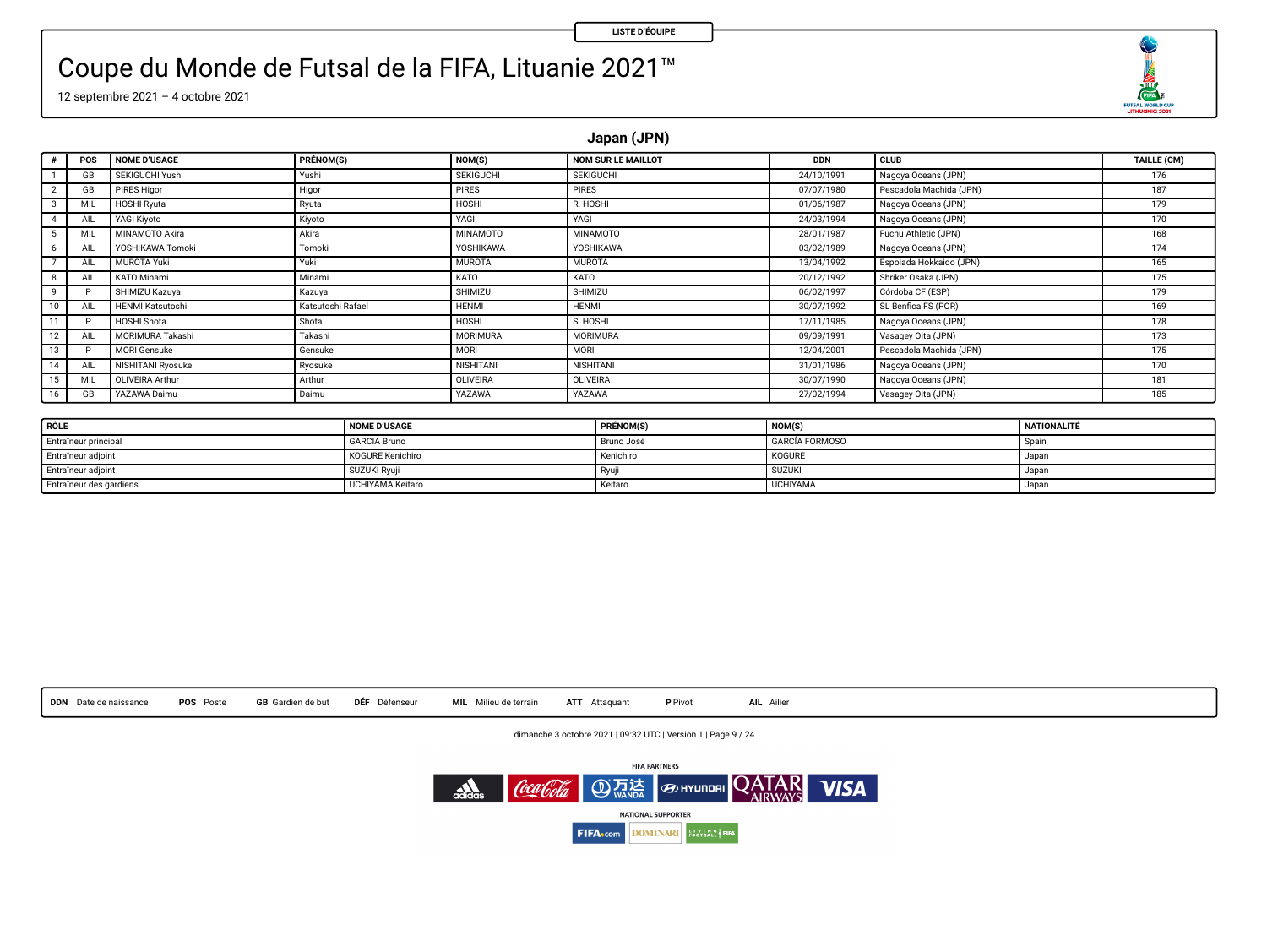LISTE D'ÉQUIPE

# Coupe du Monde de Futsal de la FIFA, Lituanie 2021™

12 septembre 2021 – 4 octobre 2021

## Japan (JPN)

| # | POS | NOME D'USAGE | PRÉNOM(S) | NOM(S) | NOM SUR LE MAILLOT | DDN | CLUB | TAILLE (CM) |
|---|---|---|---|---|---|---|---|---|
| 1 | GB | SEKIGUCHI Yushi | Yushi | SEKIGUCHI | SEKIGUCHI | 24/10/1991 | Nagoya Oceans (JPN) | 176 |
| 2 | GB | PIRES Higor | Higor | PIRES | PIRES | 07/07/1980 | Pescadola Machida (JPN) | 187 |
| 3 | MIL | HOSHI Ryuta | Ryuta | HOSHI | R. HOSHI | 01/06/1987 | Nagoya Oceans (JPN) | 179 |
| 4 | AIL | YAGI Kiyoto | Kiyoto | YAGI | YAGI | 24/03/1994 | Nagoya Oceans (JPN) | 170 |
| 5 | MIL | MINAMOTO Akira | Akira | MINAMOTO | MINAMOTO | 28/01/1987 | Fuchu Athletic (JPN) | 168 |
| 6 | AIL | YOSHIKAWA Tomoki | Tomoki | YOSHIKAWA | YOSHIKAWA | 03/02/1989 | Nagoya Oceans (JPN) | 174 |
| 7 | AIL | MUROTA Yuki | Yuki | MUROTA | MUROTA | 13/04/1992 | Espolada Hokkaido (JPN) | 165 |
| 8 | AIL | KATO Minami | Minami | KATO | KATO | 20/12/1992 | Shriker Osaka (JPN) | 175 |
| 9 | P | SHIMIZU Kazuya | Kazuya | SHIMIZU | SHIMIZU | 06/02/1997 | Córdoba CF (ESP) | 179 |
| 10 | AIL | HENMI Katsutoshi | Katsutoshi Rafael | HENMI | HENMI | 30/07/1992 | SL Benfica FS (POR) | 169 |
| 11 | P | HOSHI Shota | Shota | HOSHI | S. HOSHI | 17/11/1985 | Nagoya Oceans (JPN) | 178 |
| 12 | AIL | MORIMURA Takashi | Takashi | MORIMURA | MORIMURA | 09/09/1991 | Vasagey Oita (JPN) | 173 |
| 13 | P | MORI Gensuke | Gensuke | MORI | MORI | 12/04/2001 | Pescadola Machida (JPN) | 175 |
| 14 | AIL | NISHITANI Ryosuke | Ryosuke | NISHITANI | NISHITANI | 31/01/1986 | Nagoya Oceans (JPN) | 170 |
| 15 | MIL | OLIVEIRA Arthur | Arthur | OLIVEIRA | OLIVEIRA | 30/07/1990 | Nagoya Oceans (JPN) | 181 |
| 16 | GB | YAZAWA Daimu | Daimu | YAZAWA | YAZAWA | 27/02/1994 | Vasagey Oita (JPN) | 185 |

| RÔLE | NOME D'USAGE | PRÉNOM(S) | NOM(S) | NATIONALITÉ |
|---|---|---|---|---|
| Entraîneur principal | GARCIA Bruno | Bruno José | GARCÍA FORMOSO | Spain |
| Entraîneur adjoint | KOGURE Kenichiro | Kenichiro | KOGURE | Japan |
| Entraîneur adjoint | SUZUKI Ryuji | Ryuji | SUZUKI | Japan |
| Entraîneur des gardiens | UCHIYAMA Keitaro | Keitaro | UCHIYAMA | Japan |

**DDN** Date de naissance **POS** Poste **GB** Gardien de but **DÉF** Défenseur **MIL** Milieu de terrain **ATT** Attaquant **P** Pivot **AIL** Ailier

dimanche 3 octobre 2021 | 09:32 UTC | Version 1

FIFA PARTNERS

NATIONAL SUPPORTER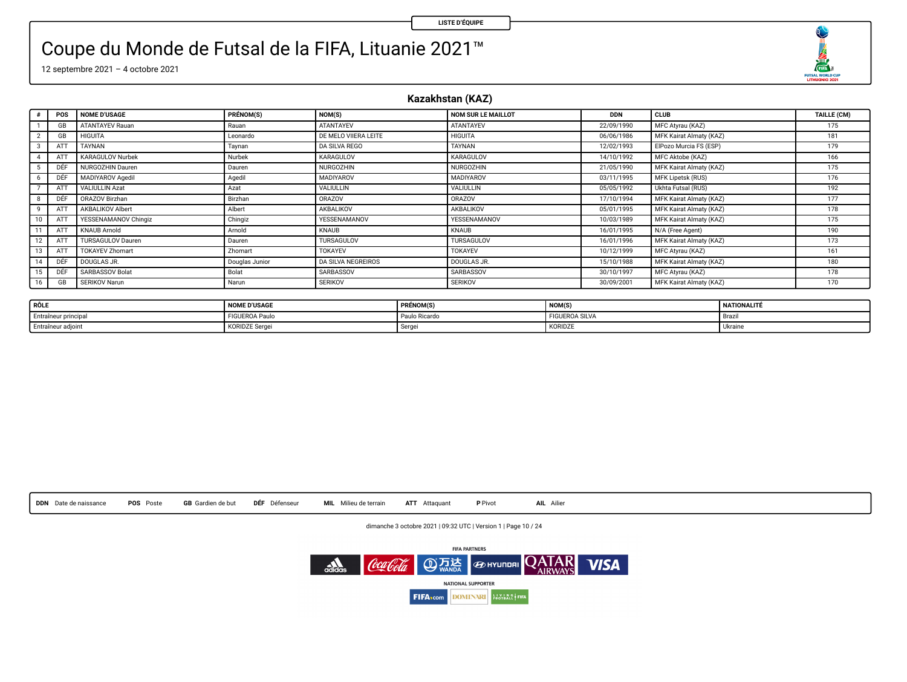LISTE D'ÉQUIPE

# Coupe du Monde de Futsal de la FIFA, Lituanie 2021™

12 septembre 2021 – 4 octobre 2021

## Kazakhstan (KAZ)

| # | POS | NOME D'USAGE | PRÉNOM(S) | NOM(S) | NOM SUR LE MAILLOT | DDN | CLUB | TAILLE (CM) |
|---|---|---|---|---|---|---|---|---|
| 1 | GB | ATANTAYEV Rauan | Rauan | ATANTAYEV | ATANTAYEV | 22/09/1990 | MFC Atyrau (KAZ) | 175 |
| 2 | GB | HIGUITA | Leonardo | DE MELO VIIERA LEITE | HIGUITA | 06/06/1986 | MFK Kairat Almaty (KAZ) | 181 |
| 3 | ATT | TAYNAN | Taynan | DA SILVA REGO | TAYNAN | 12/02/1993 | ElPozo Murcia FS (ESP) | 179 |
| 4 | ATT | KARAGULOV Nurbek | Nurbek | KARAGULOV | KARAGULOV | 14/10/1992 | MFC Aktobe (KAZ) | 166 |
| 5 | DÉF | NURGOZHIN Dauren | Dauren | NURGOZHIN | NURGOZHIN | 21/05/1990 | MFK Kairat Almaty (KAZ) | 175 |
| 6 | DÉF | MADIYAROV Agedil | Agedil | MADIYAROV | MADIYAROV | 03/11/1995 | MFK Lipetsk (RUS) | 176 |
| 7 | ATT | VALIULLIN Azat | Azat | VALIULLIN | VALIULLIN | 05/05/1992 | Ukhta Futsal (RUS) | 192 |
| 8 | DÉF | ORAZOV Birzhan | Birzhan | ORAZOV | ORAZOV | 17/10/1994 | MFK Kairat Almaty (KAZ) | 177 |
| 9 | ATT | AKBALIKOV Albert | Albert | AKBALIKOV | AKBALIKOV | 05/01/1995 | MFK Kairat Almaty (KAZ) | 178 |
| 10 | ATT | YESSENAMANOV Chingiz | Chingiz | YESSENAMANOV | YESSENAMANOV | 10/03/1989 | MFK Kairat Almaty (KAZ) | 175 |
| 11 | ATT | KNAUB Arnold | Arnold | KNAUB | KNAUB | 16/01/1995 | N/A (Free Agent) | 190 |
| 12 | ATT | TURSAGULOV Dauren | Dauren | TURSAGULOV | TURSAGULOV | 16/01/1996 | MFK Kairat Almaty (KAZ) | 173 |
| 13 | ATT | TOKAYEV Zhomart | Zhomart | TOKAYEV | TOKAYEV | 10/12/1999 | MFC Atyrau (KAZ) | 161 |
| 14 | DÉF | DOUGLAS JR. | Douglas Junior | DA SILVA NEGREIROS | DOUGLAS JR. | 15/10/1988 | MFK Kairat Almaty (KAZ) | 180 |
| 15 | DÉF | SARBASSOV Bolat | Bolat | SARBASSOV | SARBASSOV | 30/10/1997 | MFC Atyrau (KAZ) | 178 |
| 16 | GB | SERIKOV Narun | Narun | SERIKOV | SERIKOV | 30/09/2001 | MFK Kairat Almaty (KAZ) | 170 |

| RÔLE | NOME D'USAGE | PRÉNOM(S) | NOM(S) | NATIONALITÉ |
|---|---|---|---|---|
| Entraîneur principal | FIGUEROA Paulo | Paulo Ricardo | FIGUEROA SILVA | Brazil |
| Entraîneur adjoint | KORIDZE Sergei | Sergei | KORIDZE | Ukraine |

**DDN** Date de naissance **POS** Poste **GB** Gardien de but **DÉF** Défenseur **MIL** Milieu de terrain **ATT** Attaquant **P** Pivot **AIL** Ailier

dimanche 3 octobre 2021 | 09:32 UTC | Version 1

FIFA PARTNERS

NATIONAL SUPPORTER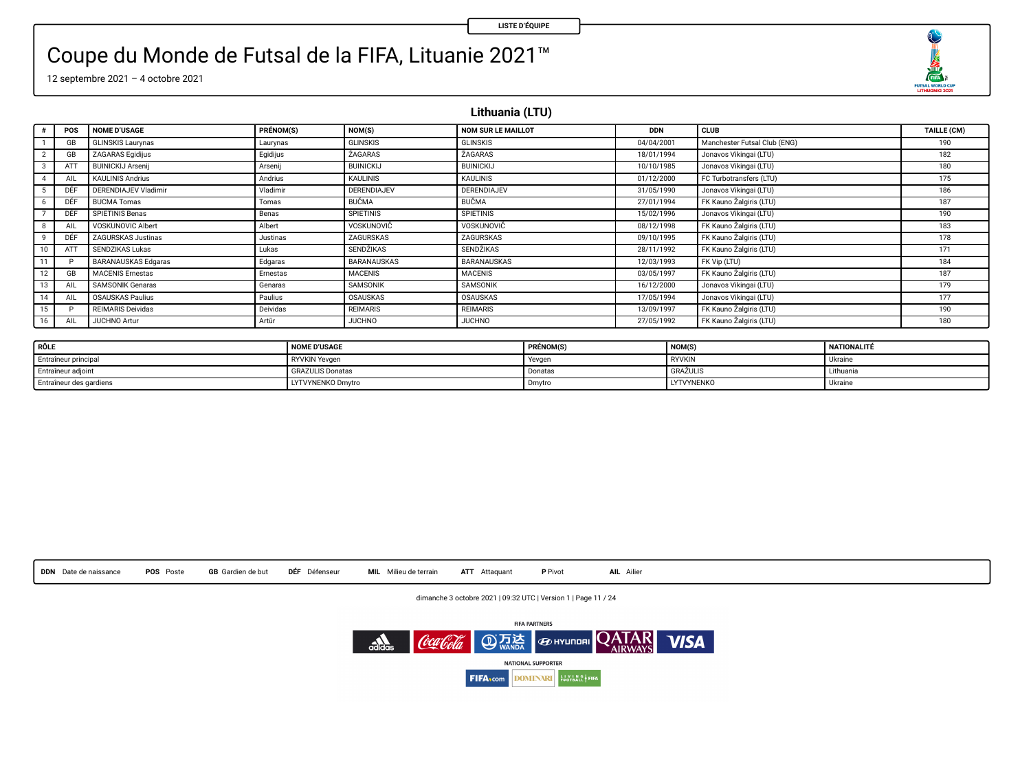LISTE D'ÉQUIPE

# Coupe du Monde de Futsal de la FIFA, Lituanie 2021™

12 septembre 2021 – 4 octobre 2021

## Lithuania (LTU)

| # | POS | NOME D'USAGE | PRÉNOM(S) | NOM(S) | NOM SUR LE MAILLOT | DDN | CLUB | TAILLE (CM) |
|---|---|---|---|---|---|---|---|---|
| 1 | GB | GLINSKIS Laurynas | Laurynas | GLINSKIS | GLINSKIS | 04/04/2001 | Manchester Futsal Club (ENG) | 190 |
| 2 | GB | ZAGARAS Egidijus | Egidijus | ŽAGARAS | ŽAGARAS | 18/01/1994 | Jonavos Vikingai (LTU) | 182 |
| 3 | ATT | BUINICKIJ Arsenij | Arsenij | BUINICKIJ | BUINICKIJ | 10/10/1985 | Jonavos Vikingai (LTU) | 180 |
| 4 | AIL | KAULINIS Andrius | Andrius | KAULINIS | KAULINIS | 01/12/2000 | FC Turbotransfers (LTU) | 175 |
| 5 | DÉF | DERENDIAJEV Vladimir | Vladimir | DERENDIAJEV | DERENDIAJEV | 31/05/1990 | Jonavos Vikingai (LTU) | 186 |
| 6 | DÉF | BUCMA Tomas | Tomas | BUČMA | BUČMA | 27/01/1994 | FK Kauno Žalgiris (LTU) | 187 |
| 7 | DÉF | SPIETINIS Benas | Benas | SPIETINIS | SPIETINIS | 15/02/1996 | Jonavos Vikingai (LTU) | 190 |
| 8 | AIL | VOSKUNOVIC Albert | Albert | VOSKUNOVIČ | VOSKUNOVIČ | 08/12/1998 | FK Kauno Žalgiris (LTU) | 183 |
| 9 | DÉF | ZAGURSKAS Justinas | Justinas | ZAGURSKAS | ZAGURSKAS | 09/10/1995 | FK Kauno Žalgiris (LTU) | 178 |
| 10 | ATT | SENDZIKAS Lukas | Lukas | SENDŽIKAS | SENDŽIKAS | 28/11/1992 | FK Kauno Žalgiris (LTU) | 171 |
| 11 | P | BARANAUSKAS Edgaras | Edgaras | BARANAUSKAS | BARANAUSKAS | 12/03/1993 | FK Vip (LTU) | 184 |
| 12 | GB | MACENIS Ernestas | Ernestas | MACENIS | MACENIS | 03/05/1997 | FK Kauno Žalgiris (LTU) | 187 |
| 13 | AIL | SAMSONIK Genaras | Genaras | SAMSONIK | SAMSONIK | 16/12/2000 | Jonavos Vikingai (LTU) | 179 |
| 14 | AIL | OSAUSKAS Paulius | Paulius | OSAUSKAS | OSAUSKAS | 17/05/1994 | Jonavos Vikingai (LTU) | 177 |
| 15 | P | REIMARIS Deividas | Deividas | REIMARIS | REIMARIS | 13/09/1997 | FK Kauno Žalgiris (LTU) | 190 |
| 16 | AIL | JUCHNO Artur | Artūr | JUCHNO | JUCHNO | 27/05/1992 | FK Kauno Žalgiris (LTU) | 180 |

| RÔLE | NOME D'USAGE | PRÉNOM(S) | NOM(S) | NATIONALITÉ |
|---|---|---|---|---|
| Entraîneur principal | RYVKIN Yevgen | Yevgen | RYVKIN | Ukraine |
| Entraîneur adjoint | GRAZULIS Donatas | Donatas | GRAŽULIS | Lithuania |
| Entraîneur des gardiens | LYTVYNENKO Dmytro | Dmytro | LYTVYNENKO | Ukraine |

**DDN** Date de naissance **POS** Poste **GB** Gardien de but **DÉF** Défenseur **MIL** Milieu de terrain **ATT** Attaquant **P** Pivot **AIL** Ailier

dimanche 3 octobre 2021 | 09:32 UTC | Version 1

FIFA PARTNERS

NATIONAL SUPPORTER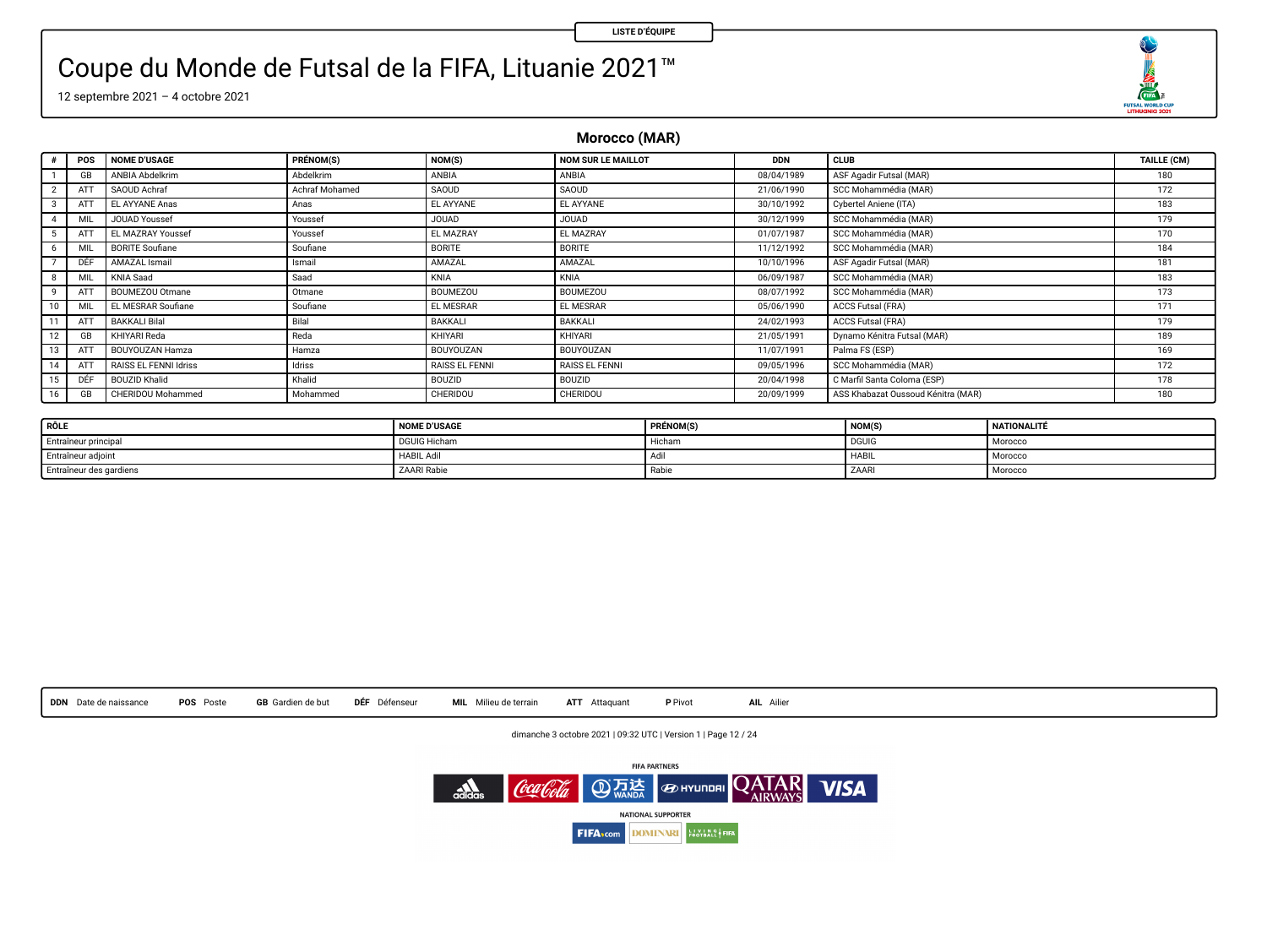LISTE D'ÉQUIPE

# Coupe du Monde de Futsal de la FIFA, Lituanie 2021™

12 septembre 2021 – 4 octobre 2021

## Morocco (MAR)

| # | POS | NOME D'USAGE | PRÉNOM(S) | NOM(S) | NOM SUR LE MAILLOT | DDN | CLUB | TAILLE (CM) |
|---|---|---|---|---|---|---|---|---|
| 1 | GB | ANBIA Abdelkrim | Abdelkrim | ANBIA | ANBIA | 08/04/1989 | ASF Agadir Futsal (MAR) | 180 |
| 2 | ATT | SAOUD Achraf | Achraf Mohamed | SAOUD | SAOUD | 21/06/1990 | SCC Mohammédia (MAR) | 172 |
| 3 | ATT | EL AYYANE Anas | Anas | EL AYYANE | EL AYYANE | 30/10/1992 | Cybertel Aniene (ITA) | 183 |
| 4 | MIL | JOUAD Youssef | Youssef | JOUAD | JOUAD | 30/12/1999 | SCC Mohammédia (MAR) | 179 |
| 5 | ATT | EL MAZRAY Youssef | Youssef | EL MAZRAY | EL MAZRAY | 01/07/1987 | SCC Mohammédia (MAR) | 170 |
| 6 | MIL | BORITE Soufiane | Soufiane | BORITE | BORITE | 11/12/1992 | SCC Mohammédia (MAR) | 184 |
| 7 | DÉF | AMAZAL Ismail | Ismail | AMAZAL | AMAZAL | 10/10/1996 | ASF Agadir Futsal (MAR) | 181 |
| 8 | MIL | KNIA Saad | Saad | KNIA | KNIA | 06/09/1987 | SCC Mohammédia (MAR) | 183 |
| 9 | ATT | BOUMEZOU Otmane | Otmane | BOUMEZOU | BOUMEZOU | 08/07/1992 | SCC Mohammédia (MAR) | 173 |
| 10 | MIL | EL MESRAR Soufiane | Soufiane | EL MESRAR | EL MESRAR | 05/06/1990 | ACCS Futsal (FRA) | 171 |
| 11 | ATT | BAKKALI Bilal | Bilal | BAKKALI | BAKKALI | 24/02/1993 | ACCS Futsal (FRA) | 179 |
| 12 | GB | KHIYARI Reda | Reda | KHIYARI | KHIYARI | 21/05/1991 | Dynamo Kénitra Futsal (MAR) | 189 |
| 13 | ATT | BOUYOUZAN Hamza | Hamza | BOUYOUZAN | BOUYOUZAN | 11/07/1991 | Palma FS (ESP) | 169 |
| 14 | ATT | RAISS EL FENNI Idriss | Idriss | RAISS EL FENNI | RAISS EL FENNI | 09/05/1996 | SCC Mohammédia (MAR) | 172 |
| 15 | DÉF | BOUZID Khalid | Khalid | BOUZID | BOUZID | 20/04/1998 | C Marfil Santa Coloma (ESP) | 178 |
| 16 | GB | CHERIDOU Mohammed | Mohammed | CHERIDOU | CHERIDOU | 20/09/1999 | ASS Khabazat Oussoud Kénitra (MAR) | 180 |

| RÔLE | NOME D'USAGE | PRÉNOM(S) | NOM(S) | NATIONALITÉ |
|---|---|---|---|---|
| Entraîneur principal | DGUIG Hicham | Hicham | DGUIG | Morocco |
| Entraîneur adjoint | HABIL Adil | Adil | HABIL | Morocco |
| Entraîneur des gardiens | ZAARI Rabie | Rabie | ZAARI | Morocco |

**DDN** Date de naissance **POS** Poste **GB** Gardien de but **DÉF** Défenseur **MIL** Milieu de terrain **ATT** Attaquant **P** Pivot **AIL** Ailier

dimanche 3 octobre 2021 | 09:32 UTC | Version 1

FIFA PARTNERS

NATIONAL SUPPORTER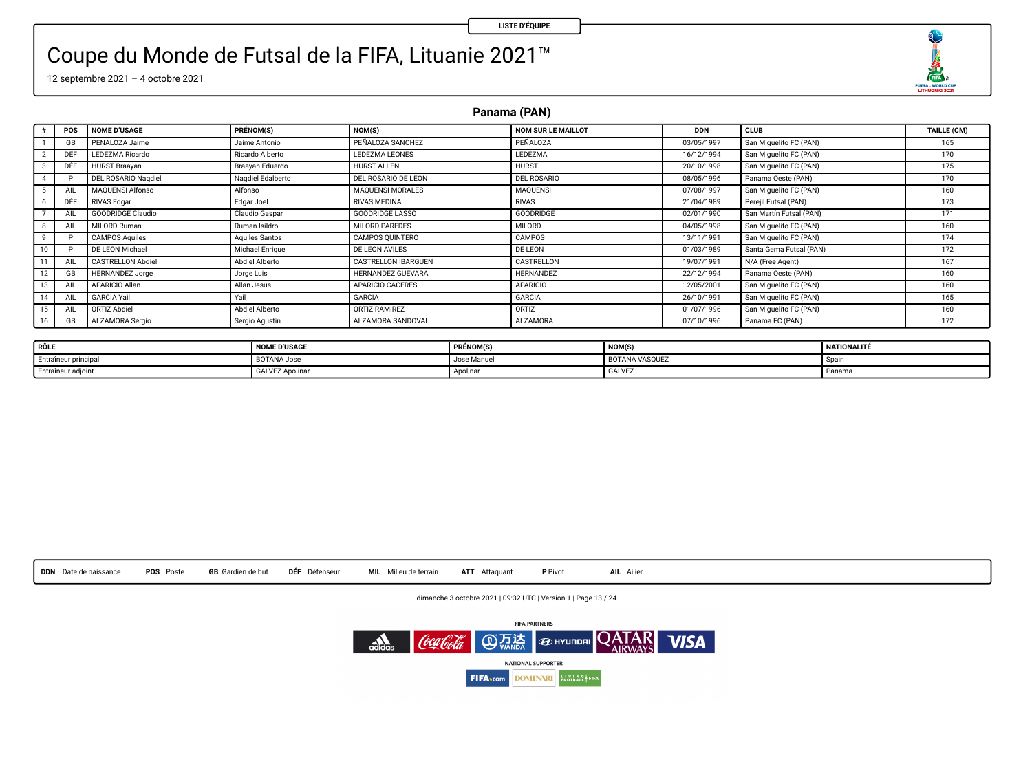LISTE D'ÉQUIPE

# Coupe du Monde de Futsal de la FIFA, Lituanie 2021™

12 septembre 2021 – 4 octobre 2021

## Panama (PAN)

| # | POS | NOME D'USAGE | PRÉNOM(S) | NOM(S) | NOM SUR LE MAILLOT | DDN | CLUB | TAILLE (CM) |
|---|---|---|---|---|---|---|---|---|
| 1 | GB | PENALOZA Jaime | Jaime Antonio | PEÑALOZA SANCHEZ | PEÑALOZA | 03/05/1997 | San Miguelito FC (PAN) | 165 |
| 2 | DÉF | LEDEZMA Ricardo | Ricardo Alberto | LEDEZMA LEONES | LEDEZMA | 16/12/1994 | San Miguelito FC (PAN) | 170 |
| 3 | DÉF | HURST Braayan | Braayan Eduardo | HURST ALLEN | HURST | 20/10/1998 | San Miguelito FC (PAN) | 175 |
| 4 | P | DEL ROSARIO Nagdiel | Nagdiel Edalberto | DEL ROSARIO DE LEON | DEL ROSARIO | 08/05/1996 | Panama Oeste (PAN) | 170 |
| 5 | AIL | MAQUENSI Alfonso | Alfonso | MAQUENSI MORALES | MAQUENSI | 07/08/1997 | San Miguelito FC (PAN) | 160 |
| 6 | DÉF | RIVAS Edgar | Edgar Joel | RIVAS MEDINA | RIVAS | 21/04/1989 | Perejil Futsal (PAN) | 173 |
| 7 | AIL | GOODRIDGE Claudio | Claudio Gaspar | GOODRIDGE LASSO | GOODRIDGE | 02/01/1990 | San Martín Futsal (PAN) | 171 |
| 8 | AIL | MILORD Ruman | Ruman Isildro | MILORD PAREDES | MILORD | 04/05/1998 | San Miguelito FC (PAN) | 160 |
| 9 | P | CAMPOS Aquiles | Aquiles Santos | CAMPOS QUINTERO | CAMPOS | 13/11/1991 | San Miguelito FC (PAN) | 174 |
| 10 | P | DE LEON Michael | Michael Enrique | DE LEON AVILES | DE LEON | 01/03/1989 | Santa Gema Futsal (PAN) | 172 |
| 11 | AIL | CASTRELLON Abdiel | Abdiel Alberto | CASTRELLON IBARGUEN | CASTRELLON | 19/07/1991 | N/A (Free Agent) | 167 |
| 12 | GB | HERNANDEZ Jorge | Jorge Luis | HERNANDEZ GUEVARA | HERNANDEZ | 22/12/1994 | Panama Oeste (PAN) | 160 |
| 13 | AIL | APARICIO Allan | Allan Jesus | APARICIO CACERES | APARICIO | 12/05/2001 | San Miguelito FC (PAN) | 160 |
| 14 | AIL | GARCIA Yail | Yail | GARCIA | GARCIA | 26/10/1991 | San Miguelito FC (PAN) | 165 |
| 15 | AIL | ORTIZ Abdiel | Abdiel Alberto | ORTIZ RAMIREZ | ORTIZ | 01/07/1996 | San Miguelito FC (PAN) | 160 |
| 16 | GB | ALZAMORA Sergio | Sergio Agustin | ALZAMORA SANDOVAL | ALZAMORA | 07/10/1996 | Panama FC (PAN) | 172 |

| RÔLE | NOME D'USAGE | PRÉNOM(S) | NOM(S) | NATIONALITÉ |
|---|---|---|---|---|
| Entraîneur principal | BOTANA Jose | Jose Manuel | BOTANA VASQUEZ | Spain |
| Entraîneur adjoint | GALVEZ Apolinar | Apolinar | GALVEZ | Panama |

**DDN** Date de naissance **POS** Poste **GB** Gardien de but **DÉF** Défenseur **MIL** Milieu de terrain **ATT** Attaquant **P** Pivot **AIL** Ailier

dimanche 3 octobre 2021 | 09:32 UTC | Version 1

FIFA PARTNERS

NATIONAL SUPPORTER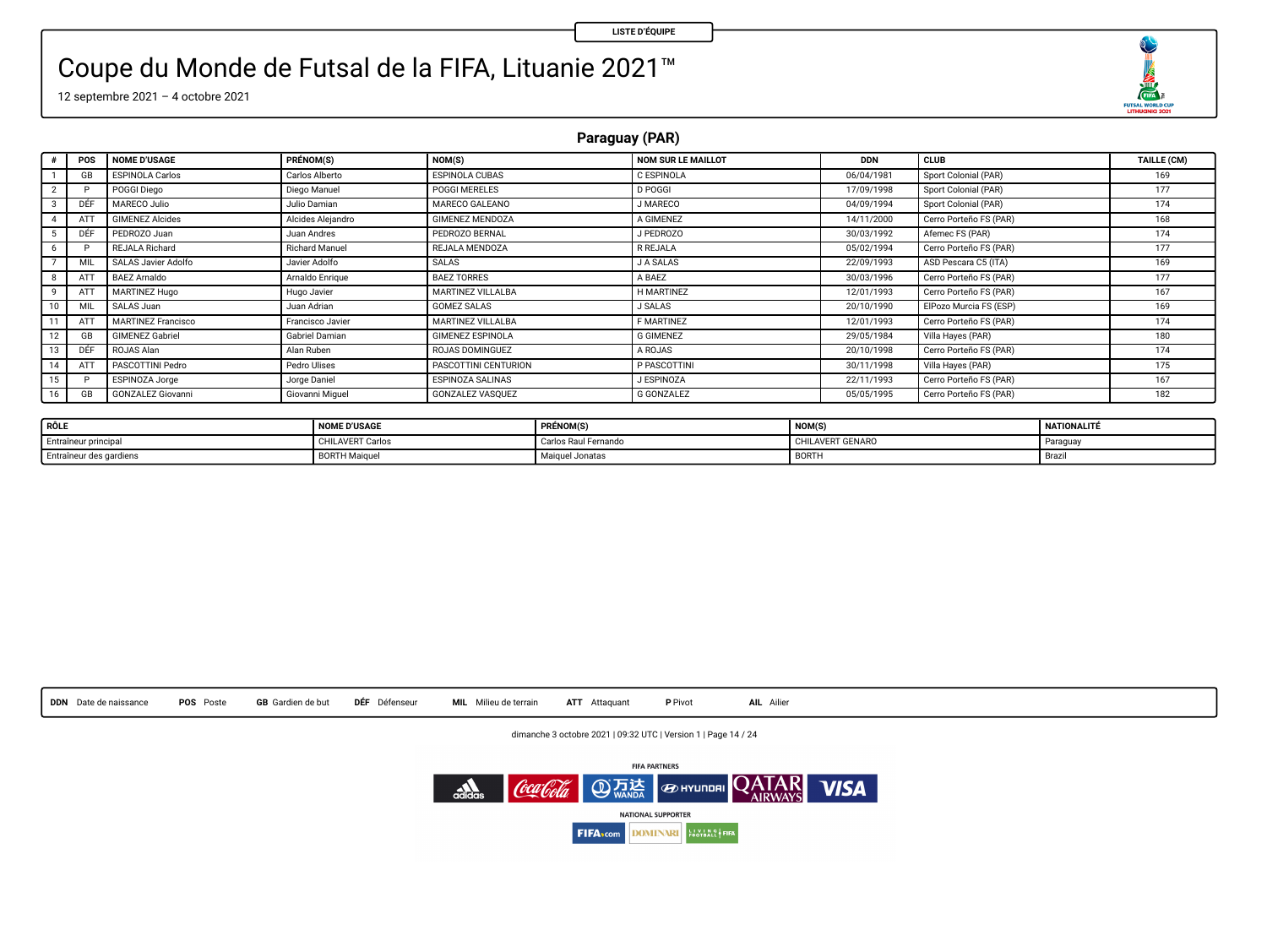LISTE D'ÉQUIPE

# Coupe du Monde de Futsal de la FIFA, Lituanie 2021™

12 septembre 2021 – 4 octobre 2021

## Paraguay (PAR)

| # | POS | NOME D'USAGE | PRÉNOM(S) | NOM(S) | NOM SUR LE MAILLOT | DDN | CLUB | TAILLE (CM) |
|---|---|---|---|---|---|---|---|---|
| 1 | GB | ESPINOLA Carlos | Carlos Alberto | ESPINOLA CUBAS | C ESPINOLA | 06/04/1981 | Sport Colonial (PAR) | 169 |
| 2 | P | POGGI Diego | Diego Manuel | POGGI MERELES | D POGGI | 17/09/1998 | Sport Colonial (PAR) | 177 |
| 3 | DÉF | MARECO Julio | Julio Damian | MARECO GALEANO | J MARECO | 04/09/1994 | Sport Colonial (PAR) | 174 |
| 4 | ATT | GIMENEZ Alcides | Alcides Alejandro | GIMENEZ MENDOZA | A GIMENEZ | 14/11/2000 | Cerro Porteño FS (PAR) | 168 |
| 5 | DÉF | PEDROZO Juan | Juan Andres | PEDROZO BERNAL | J PEDROZO | 30/03/1992 | Afemec FS (PAR) | 174 |
| 6 | P | REJALA Richard | Richard Manuel | REJALA MENDOZA | R REJALA | 05/02/1994 | Cerro Porteño FS (PAR) | 177 |
| 7 | MIL | SALAS Javier Adolfo | Javier Adolfo | SALAS | J A SALAS | 22/09/1993 | ASD Pescara C5 (ITA) | 169 |
| 8 | ATT | BAEZ Arnaldo | Arnaldo Enrique | BAEZ TORRES | A BAEZ | 30/03/1996 | Cerro Porteño FS (PAR) | 177 |
| 9 | ATT | MARTINEZ Hugo | Hugo Javier | MARTINEZ VILLALBA | H MARTINEZ | 12/01/1993 | Cerro Porteño FS (PAR) | 167 |
| 10 | MIL | SALAS Juan | Juan Adrian | GOMEZ SALAS | J SALAS | 20/10/1990 | ElPozo Murcia FS (ESP) | 169 |
| 11 | ATT | MARTINEZ Francisco | Francisco Javier | MARTINEZ VILLALBA | F MARTINEZ | 12/01/1993 | Cerro Porteño FS (PAR) | 174 |
| 12 | GB | GIMENEZ Gabriel | Gabriel Damian | GIMENEZ ESPINOLA | G GIMENEZ | 29/05/1984 | Villa Hayes (PAR) | 180 |
| 13 | DÉF | ROJAS Alan | Alan Ruben | ROJAS DOMINGUEZ | A ROJAS | 20/10/1998 | Cerro Porteño FS (PAR) | 174 |
| 14 | ATT | PASCOTTINI Pedro | Pedro Ulises | PASCOTTINI CENTURION | P PASCOTTINI | 30/11/1998 | Villa Hayes (PAR) | 175 |
| 15 | P | ESPINOZA Jorge | Jorge Daniel | ESPINOZA SALINAS | J ESPINOZA | 22/11/1993 | Cerro Porteño FS (PAR) | 167 |
| 16 | GB | GONZALEZ Giovanni | Giovanni Miguel | GONZALEZ VASQUEZ | G GONZALEZ | 05/05/1995 | Cerro Porteño FS (PAR) | 182 |

| RÔLE | NOME D'USAGE | PRÉNOM(S) | NOM(S) | NATIONALITÉ |
|---|---|---|---|---|
| Entraîneur principal | CHILAVERT Carlos | Carlos Raul Fernando | CHILAVERT GENARO | Paraguay |
| Entraîneur des gardiens | BORTH Maiquel | Maiquel Jonatas | BORTH | Brazil |

**DDN** Date de naissance **POS** Poste **GB** Gardien de but **DÉF** Défenseur **MIL** Milieu de terrain **ATT** Attaquant **P** Pivot **AIL** Ailier

dimanche 3 octobre 2021 | 09:32 UTC | Version 1

FIFA PARTNERS

NATIONAL SUPPORTER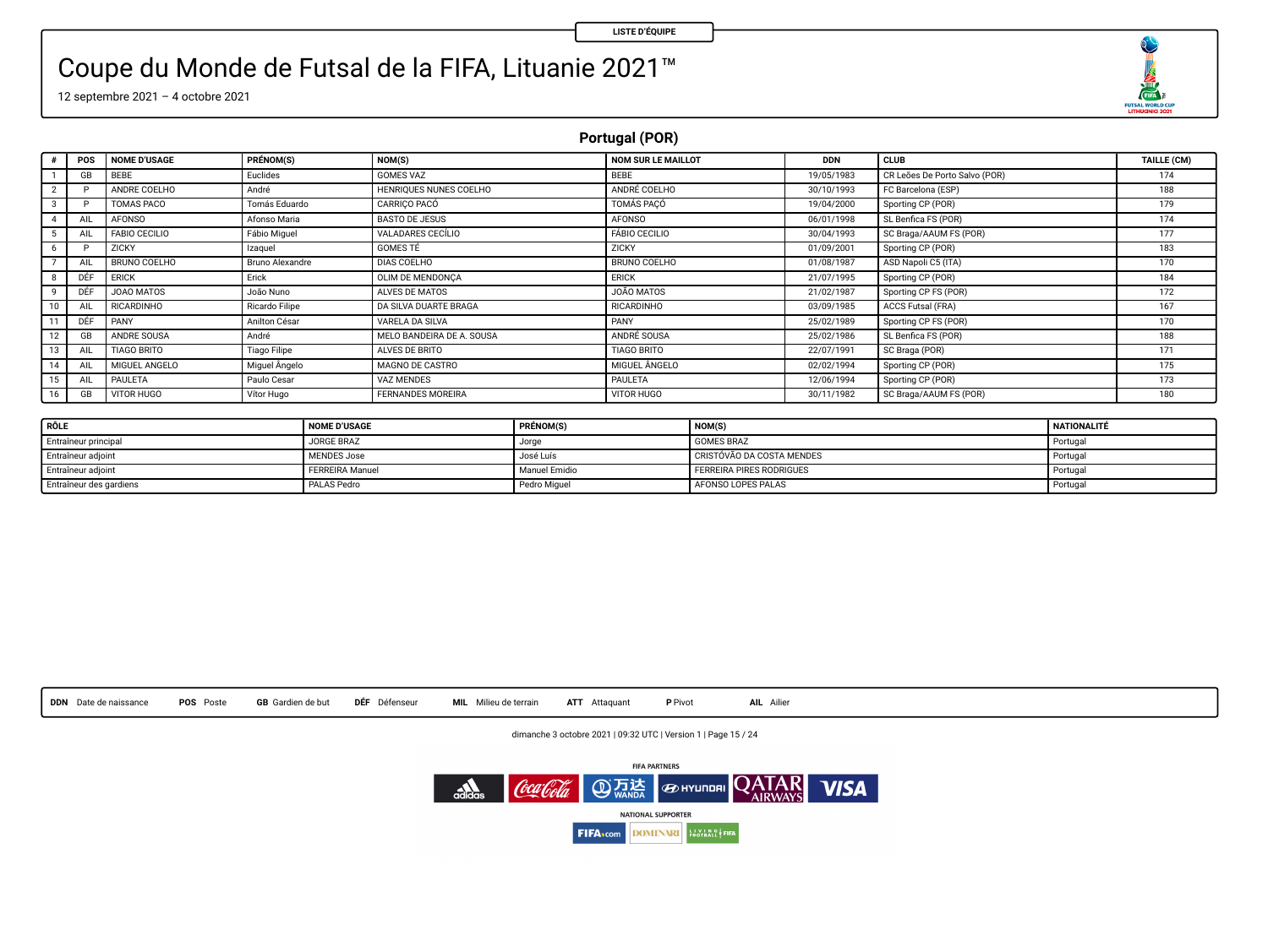LISTE D'ÉQUIPE

# Coupe du Monde de Futsal de la FIFA, Lituanie 2021™

12 septembre 2021 – 4 octobre 2021

## Portugal (POR)

| # | POS | NOME D'USAGE | PRÉNOM(S) | NOM(S) | NOM SUR LE MAILLOT | DDN | CLUB | TAILLE (CM) |
|---|---|---|---|---|---|---|---|---|
| 1 | GB | BEBE | Euclides | GOMES VAZ | BEBE | 19/05/1983 | CR Leões De Porto Salvo (POR) | 174 |
| 2 | P | ANDRE COELHO | André | HENRIQUES NUNES COELHO | ANDRÉ COELHO | 30/10/1993 | FC Barcelona (ESP) | 188 |
| 3 | P | TOMAS PACO | Tomás Eduardo | CARRIÇO PACÓ | TOMÁS PAÇÓ | 19/04/2000 | Sporting CP (POR) | 179 |
| 4 | AIL | AFONSO | Afonso Maria | BASTO DE JESUS | AFONSO | 06/01/1998 | SL Benfica FS (POR) | 174 |
| 5 | AIL | FABIO CECILIO | Fábio Miguel | VALADARES CECÍLIO | FÁBIO CECILIO | 30/04/1993 | SC Braga/AAUM FS (POR) | 177 |
| 6 | P | ZICKY | Izaquel | GOMES TÉ | ZICKY | 01/09/2001 | Sporting CP (POR) | 183 |
| 7 | AIL | BRUNO COELHO | Bruno Alexandre | DIAS COELHO | BRUNO COELHO | 01/08/1987 | ASD Napoli C5 (ITA) | 170 |
| 8 | DÉF | ERICK | Erick | OLIM DE MENDONÇA | ERICK | 21/07/1995 | Sporting CP (POR) | 184 |
| 9 | DÉF | JOAO MATOS | João Nuno | ALVES DE MATOS | JOÃO MATOS | 21/02/1987 | Sporting CP FS (POR) | 172 |
| 10 | AIL | RICARDINHO | Ricardo Filipe | DA SILVA DUARTE BRAGA | RICARDINHO | 03/09/1985 | ACCS Futsal (FRA) | 167 |
| 11 | DÉF | PANY | Anilton César | VARELA DA SILVA | PANY | 25/02/1989 | Sporting CP FS (POR) | 170 |
| 12 | GB | ANDRE SOUSA | André | MELO BANDEIRA DE A. SOUSA | ANDRÉ SOUSA | 25/02/1986 | SL Benfica FS (POR) | 188 |
| 13 | AIL | TIAGO BRITO | Tiago Filipe | ALVES DE BRITO | TIAGO BRITO | 22/07/1991 | SC Braga (POR) | 171 |
| 14 | AIL | MIGUEL ANGELO | Miguel Ângelo | MAGNO DE CASTRO | MIGUEL ÂNGELO | 02/02/1994 | Sporting CP (POR) | 175 |
| 15 | AIL | PAULETA | Paulo Cesar | VAZ MENDES | PAULETA | 12/06/1994 | Sporting CP (POR) | 173 |
| 16 | GB | VITOR HUGO | Vítor Hugo | FERNANDES MOREIRA | VITOR HUGO | 30/11/1982 | SC Braga/AAUM FS (POR) | 180 |

| RÔLE | NOME D'USAGE | PRÉNOM(S) | NOM(S) | NATIONALITÉ |
|---|---|---|---|---|
| Entraîneur principal | JORGE BRAZ | Jorge | GOMES BRAZ | Portugal |
| Entraîneur adjoint | MENDES Jose | José Luís | CRISTÓVÃO DA COSTA MENDES | Portugal |
| Entraîneur adjoint | FERREIRA Manuel | Manuel Emidio | FERREIRA PIRES RODRIGUES | Portugal |
| Entraîneur des gardiens | PALAS Pedro | Pedro Miguel | AFONSO LOPES PALAS | Portugal |

**DDN** Date de naissance **POS** Poste **GB** Gardien de but **DÉF** Défenseur **MIL** Milieu de terrain **ATT** Attaquant **P** Pivot **AIL** Ailier

dimanche 3 octobre 2021 | 09:32 UTC | Version 1

FIFA PARTNERS

NATIONAL SUPPORTER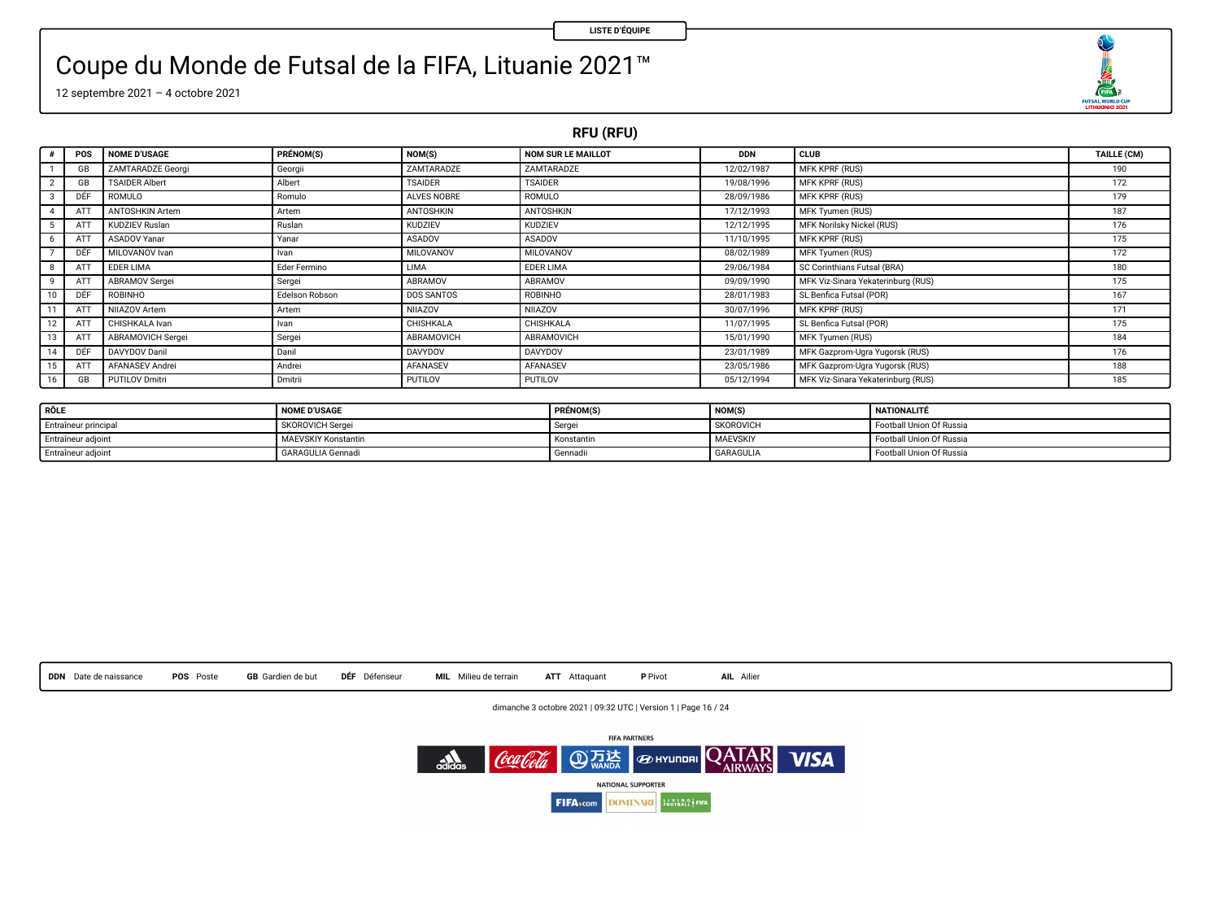LISTE D'ÉQUIPE

# Coupe du Monde de Futsal de la FIFA, Lituanie 2021™

12 septembre 2021 – 4 octobre 2021

## RFU (RFU)

| # | POS | NOME D'USAGE | PRÉNOM(S) | NOM(S) | NOM SUR LE MAILLOT | DDN | CLUB | TAILLE (CM) |
|---|---|---|---|---|---|---|---|---|
| 1 | GB | ZAMTARADZE Georgi | Georgii | ZAMTARADZE | ZAMTARADZE | 12/02/1987 | MFK KPRF (RUS) | 190 |
| 2 | GB | TSAIDER Albert | Albert | TSAIDER | TSAIDER | 19/08/1996 | MFK KPRF (RUS) | 172 |
| 3 | DÉF | ROMULO | Romulo | ALVES NOBRE | ROMULO | 28/09/1986 | MFK KPRF (RUS) | 179 |
| 4 | ATT | ANTOSHKIN Artem | Artem | ANTOSHKIN | ANTOSHKIN | 17/12/1993 | MFK Tyumen (RUS) | 187 |
| 5 | ATT | KUDZIEV Ruslan | Ruslan | KUDZIEV | KUDZIEV | 12/12/1995 | MFK Norilsky Nickel (RUS) | 176 |
| 6 | ATT | ASADOV Yanar | Yanar | ASADOV | ASADOV | 11/10/1995 | MFK KPRF (RUS) | 175 |
| 7 | DÉF | MILOVANOV Ivan | Ivan | MILOVANOV | MILOVANOV | 08/02/1989 | MFK Tyumen (RUS) | 172 |
| 8 | ATT | EDER LIMA | Eder Fermino | LIMA | EDER LIMA | 29/06/1984 | SC Corinthians Futsal (BRA) | 180 |
| 9 | ATT | ABRAMOV Sergei | Sergei | ABRAMOV | ABRAMOV | 09/09/1990 | MFK Viz-Sinara Yekaterinburg (RUS) | 175 |
| 10 | DÉF | ROBINHO | Edelson Robson | DOS SANTOS | ROBINHO | 28/01/1983 | SL Benfica Futsal (POR) | 167 |
| 11 | ATT | NIIAZOV Artem | Artem | NIIAZOV | NIIAZOV | 30/07/1996 | MFK KPRF (RUS) | 171 |
| 12 | ATT | CHISHKALA Ivan | Ivan | CHISHKALA | CHISHKALA | 11/07/1995 | SL Benfica Futsal (POR) | 175 |
| 13 | ATT | ABRAMOVICH Sergei | Sergei | ABRAMOVICH | ABRAMOVICH | 15/01/1990 | MFK Tyumen (RUS) | 184 |
| 14 | DÉF | DAVYDOV Danil | Danil | DAVYDOV | DAVYDOV | 23/01/1989 | MFK Gazprom-Ugra Yugorsk (RUS) | 176 |
| 15 | ATT | AFANASEV Andrei | Andrei | AFANASEV | AFANASEV | 23/05/1986 | MFK Gazprom-Ugra Yugorsk (RUS) | 188 |
| 16 | GB | PUTILOV Dmitri | Dmitrii | PUTILOV | PUTILOV | 05/12/1994 | MFK Viz-Sinara Yekaterinburg (RUS) | 185 |

| RÔLE | NOME D'USAGE | PRÉNOM(S) | NOM(S) | NATIONALITÉ |
|---|---|---|---|---|
| Entraîneur principal | SKOROVICH Sergei | Sergei | SKOROVICH | Football Union Of Russia |
| Entraîneur adjoint | MAEVSKIY Konstantin | Konstantin | MAEVSKIY | Football Union Of Russia |
| Entraîneur adjoint | GARAGULIA Gennadi | Gennadii | GARAGULIA | Football Union Of Russia |

**DDN** Date de naissance **POS** Poste **GB** Gardien de but **DÉF** Défenseur **MIL** Milieu de terrain **ATT** Attaquant **P** Pivot **AIL** Ailier

dimanche 3 octobre 2021 | 09:32 UTC | Version 1

FIFA PARTNERS

NATIONAL SUPPORTER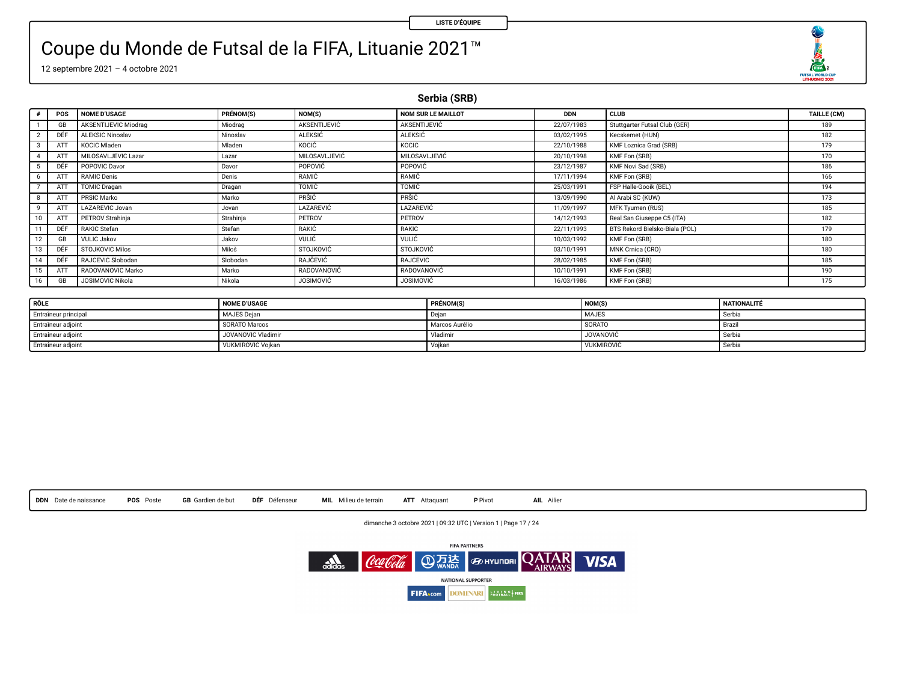LISTE D'ÉQUIPE

# Coupe du Monde de Futsal de la FIFA, Lituanie 2021™

12 septembre 2021 – 4 octobre 2021

## Serbia (SRB)

| # | POS | NOME D'USAGE | PRÉNOM(S) | NOM(S) | NOM SUR LE MAILLOT | DDN | CLUB | TAILLE (CM) |
|---|---|---|---|---|---|---|---|---|
| 1 | GB | AKSENTIJEVIC Miodrag | Miodrag | AKSENTIJEVIĆ | AKSENTIJEVIĆ | 22/07/1983 | Stuttgarter Futsal Club (GER) | 189 |
| 2 | DÉF | ALEKSIC Ninoslav | Ninoslav | ALEKSIĆ | ALEKSIĆ | 03/02/1995 | Kecskemet (HUN) | 182 |
| 3 | ATT | KOCIC Mladen | Mladen | KOCIĆ | KOCIC | 22/10/1988 | KMF Loznica Grad (SRB) | 179 |
| 4 | ATT | MILOSAVLJEVIC Lazar | Lazar | MILOSAVLJEVIĆ | MILOSAVLJEVIĆ | 20/10/1998 | KMF Fon (SRB) | 170 |
| 5 | DÉF | POPOVIC Davor | Davor | POPOVIĆ | POPOVIĆ | 23/12/1987 | KMF Novi Sad (SRB) | 186 |
| 6 | ATT | RAMIC Denis | Denis | RAMIĆ | RAMIĆ | 17/11/1994 | KMF Fon (SRB) | 166 |
| 7 | ATT | TOMIC Dragan | Dragan | TOMIĆ | TOMIĆ | 25/03/1991 | FSP Halle-Gooik (BEL) | 194 |
| 8 | ATT | PRSIC Marko | Marko | PRŠIĆ | PRŠIĆ | 13/09/1990 | Al Arabi SC (KUW) | 173 |
| 9 | ATT | LAZAREVIC Jovan | Jovan | LAZAREVIĆ | LAZAREVIĆ | 11/09/1997 | MFK Tyumen (RUS) | 185 |
| 10 | ATT | PETROV Strahinja | Strahinja | PETROV | PETROV | 14/12/1993 | Real San Giuseppe C5 (ITA) | 182 |
| 11 | DÉF | RAKIC Stefan | Stefan | RAKIĆ | RAKIC | 22/11/1993 | BTS Rekord Bielsko-Biala (POL) | 179 |
| 12 | GB | VULIC Jakov | Jakov | VULIĆ | VULIĆ | 10/03/1992 | KMF Fon (SRB) | 180 |
| 13 | DÉF | STOJKOVIC Milos | Miloš | STOJKOVIĆ | STOJKOVIĆ | 03/10/1991 | MNK Crnica (CRO) | 180 |
| 14 | DÉF | RAJCEVIC Slobodan | Slobodan | RAJČEVIĆ | RAJCEVIC | 28/02/1985 | KMF Fon (SRB) | 185 |
| 15 | ATT | RADOVANOVIC Marko | Marko | RADOVANOVIĆ | RADOVANOVIĆ | 10/10/1991 | KMF Fon (SRB) | 190 |
| 16 | GB | JOSIMOVIC Nikola | Nikola | JOSIMOVIĆ | JOSIMOVIĆ | 16/03/1986 | KMF Fon (SRB) | 175 |

| RÔLE | NOME D'USAGE | PRÉNOM(S) | NOM(S) | NATIONALITÉ |
|---|---|---|---|---|
| Entraîneur principal | MAJES Dejan | Dejan | MAJES | Serbia |
| Entraîneur adjoint | SORATO Marcos | Marcos Aurélio | SORATO | Brazil |
| Entraîneur adjoint | JOVANOVIC Vladimir | Vladimir | JOVANOVIĆ | Serbia |
| Entraîneur adjoint | VUKMIROVIC Vojkan | Vojkan | VUKMIROVIĆ | Serbia |

**DDN** Date de naissance **POS** Poste **GB** Gardien de but **DÉF** Défenseur **MIL** Milieu de terrain **ATT** Attaquant **P** Pivot **AIL** Ailier

dimanche 3 octobre 2021 | 09:32 UTC | Version 1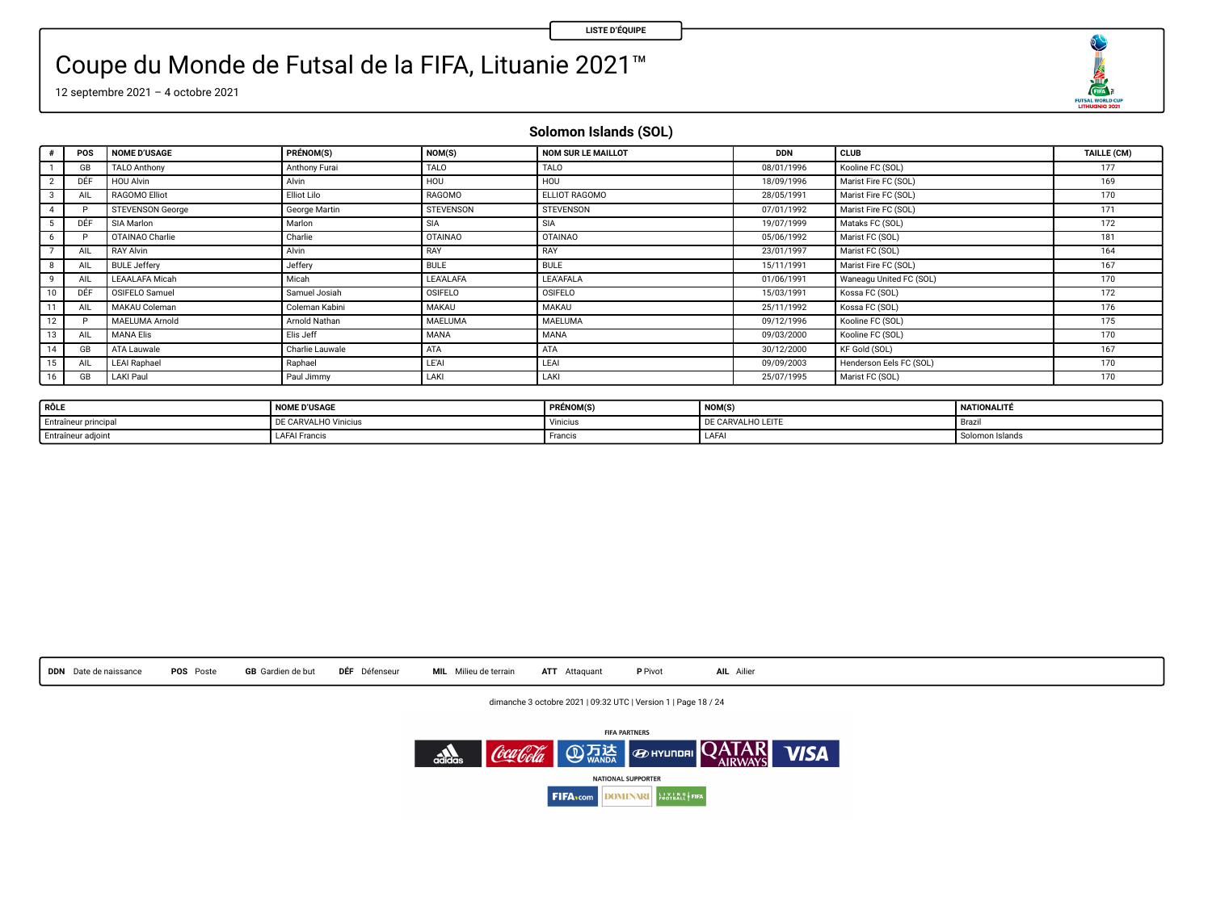LISTE D'ÉQUIPE

# Coupe du Monde de Futsal de la FIFA, Lituanie 2021™

12 septembre 2021 – 4 octobre 2021

## Solomon Islands (SOL)

| # | POS | NOME D'USAGE | PRÉNOM(S) | NOM(S) | NOM SUR LE MAILLOT | DDN | CLUB | TAILLE (CM) |
|---|---|---|---|---|---|---|---|---|
| 1 | GB | TALO Anthony | Anthony Furai | TALO | TALO | 08/01/1996 | Kooline FC (SOL) | 177 |
| 2 | DÉF | HOU Alvin | Alvin | HOU | HOU | 18/09/1996 | Marist Fire FC (SOL) | 169 |
| 3 | AIL | RAGOMO Elliot | Elliot Lilo | RAGOMO | ELLIOT RAGOMO | 28/05/1991 | Marist Fire FC (SOL) | 170 |
| 4 | P | STEVENSON George | George Martin | STEVENSON | STEVENSON | 07/01/1992 | Marist Fire FC (SOL) | 171 |
| 5 | DÉF | SIA Marlon | Marlon | SIA | SIA | 19/07/1999 | Mataks FC (SOL) | 172 |
| 6 | P | OTAINAO Charlie | Charlie | OTAINAO | OTAINAO | 05/06/1992 | Marist FC (SOL) | 181 |
| 7 | AIL | RAY Alvin | Alvin | RAY | RAY | 23/01/1997 | Marist FC (SOL) | 164 |
| 8 | AIL | BULE Jeffery | Jeffery | BULE | BULE | 15/11/1991 | Marist Fire FC (SOL) | 167 |
| 9 | AIL | LEAALAFA Micah | Micah | LEA'ALAFA | LEA'AFALA | 01/06/1991 | Waneagu United FC (SOL) | 170 |
| 10 | DÉF | OSIFELO Samuel | Samuel Josiah | OSIFELO | OSIFELO | 15/03/1991 | Kossa FC (SOL) | 172 |
| 11 | AIL | MAKAU Coleman | Coleman Kabini | MAKAU | MAKAU | 25/11/1992 | Kossa FC (SOL) | 176 |
| 12 | P | MAELUMA Arnold | Arnold Nathan | MAELUMA | MAELUMA | 09/12/1996 | Kooline FC (SOL) | 175 |
| 13 | AIL | MANA Elis | Elis Jeff | MANA | MANA | 09/03/2000 | Kooline FC (SOL) | 170 |
| 14 | GB | ATA Lauwale | Charlie Lauwale | ATA | ATA | 30/12/2000 | KF Gold (SOL) | 167 |
| 15 | AIL | LEAI Raphael | Raphael | LE'AI | LEAI | 09/09/2003 | Henderson Eels FC (SOL) | 170 |
| 16 | GB | LAKI Paul | Paul Jimmy | LAKI | LAKI | 25/07/1995 | Marist FC (SOL) | 170 |

| RÔLE | NOME D'USAGE | PRÉNOM(S) | NOM(S) | NATIONALITÉ |
|---|---|---|---|---|
| Entraîneur principal | DE CARVALHO Vinicius | Vinicius | DE CARVALHO LEITE | Brazil |
| Entraîneur adjoint | LAFAI Francis | Francis | LAFAI | Solomon Islands |

**DDN** Date de naissance **POS** Poste **GB** Gardien de but **DÉF** Défenseur **MIL** Milieu de terrain **ATT** Attaquant **P** Pivot **AIL** Ailier

dimanche 3 octobre 2021 | 09:32 UTC | Version 1

FIFA PARTNERS

NATIONAL SUPPORTER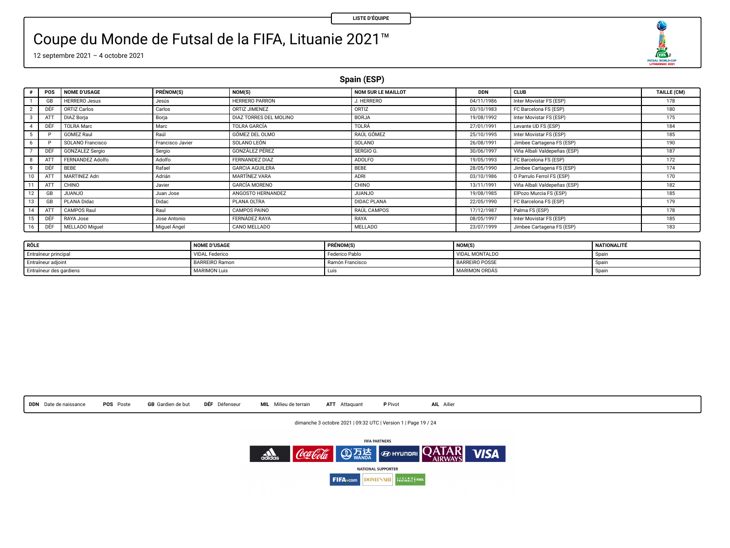LISTE D'ÉQUIPE

# Coupe du Monde de Futsal de la FIFA, Lituanie 2021™

12 septembre 2021 – 4 octobre 2021

## Spain (ESP)

| # | POS | NOME D'USAGE | PRÉNOM(S) | NOM(S) | NOM SUR LE MAILLOT | DDN | CLUB | TAILLE (CM) |
|---|---|---|---|---|---|---|---|---|
| 1 | GB | HERRERO Jesus | Jesús | HERRERO PARRON | J. HERRERO | 04/11/1986 | Inter Movistar FS (ESP) | 178 |
| 2 | DÉF | ORTIZ Carlos | Carlos | ORTIZ JIMENEZ | ORTIZ | 03/10/1983 | FC Barcelona FS (ESP) | 180 |
| 3 | ATT | DIAZ Borja | Borja | DIAZ TORRES DEL MOLINO | BORJA | 19/08/1992 | Inter Movistar FS (ESP) | 175 |
| 4 | DÉF | TOLRA Marc | Marc | TOLRA GARCÍA | TOLRÁ | 27/01/1991 | Levante UD FS (ESP) | 184 |
| 5 | P | GOMEZ Raul | Raúl | GÓMEZ DEL OLMO | RAÚL GÓMEZ | 25/10/1995 | Inter Movistar FS (ESP) | 185 |
| 6 | P | SOLANO Francisco | Francisco Javier | SOLANO LEÓN | SOLANO | 26/08/1991 | Jimbee Cartagena FS (ESP) | 190 |
| 7 | DÉF | GONZALEZ Sergio | Sergio | GONZÁLEZ PÉREZ | SERGIO G. | 30/06/1997 | Viña Albali Valdepeñas (ESP) | 187 |
| 8 | ATT | FERNANDEZ Adolfo | Adolfo | FERNANDEZ DIAZ | ADOLFO | 19/05/1993 | FC Barcelona FS (ESP) | 172 |
| 9 | DÉF | BEBE | Rafael | GARCIA AGUILERA | BEBE | 28/05/1990 | Jimbee Cartagena FS (ESP) | 174 |
| 10 | ATT | MARTINEZ Adri | Adrián | MARTÍNEZ VARA | ADRI | 03/10/1986 | O Parrulo Ferrol FS (ESP) | 170 |
| 11 | ATT | CHINO | Javier | GARCÍA MORENO | CHINO | 13/11/1991 | Viña Albali Valdepeñas (ESP) | 182 |
| 12 | GB | JUANJO | Juan Jose | ANGOSTO HERNANDEZ | JUANJO | 19/08/1985 | ElPozo Murcia FS (ESP) | 185 |
| 13 | GB | PLANA Didac | Didac | PLANA OLTRA | DIDAC PLANA | 22/05/1990 | FC Barcelona FS (ESP) | 179 |
| 14 | ATT | CAMPOS Raul | Raul | CAMPOS PAINO | RAÚL CAMPOS | 17/12/1987 | Palma FS (ESP) | 178 |
| 15 | DÉF | RAYA Jose | Jose Antonio | FERNÁDEZ RAYA | RAYA | 08/05/1997 | Inter Movistar FS (ESP) | 185 |
| 16 | DÉF | MELLADO Miguel | Miguel Ángel | CANO MELLADO | MELLADO | 23/07/1999 | Jimbee Cartagena FS (ESP) | 183 |

| RÔLE | NOME D'USAGE | PRÉNOM(S) | NOM(S) | NATIONALITÉ |
|---|---|---|---|---|
| Entraîneur principal | VIDAL Federico | Federico Pablo | VIDAL MONTALDO | Spain |
| Entraîneur adjoint | BARREIRO Ramon | Ramón Francisco | BARREIRO POSSE | Spain |
| Entraîneur des gardiens | MARIMON Luis | Luis | MARIMON ORDÁS | Spain |

**DDN** Date de naissance **POS** Poste **GB** Gardien de but **DÉF** Défenseur **MIL** Milieu de terrain **ATT** Attaquant **P** Pivot **AIL** Ailier

dimanche 3 octobre 2021 | 09:32 UTC | Version 1

FIFA PARTNERS

NATIONAL SUPPORTER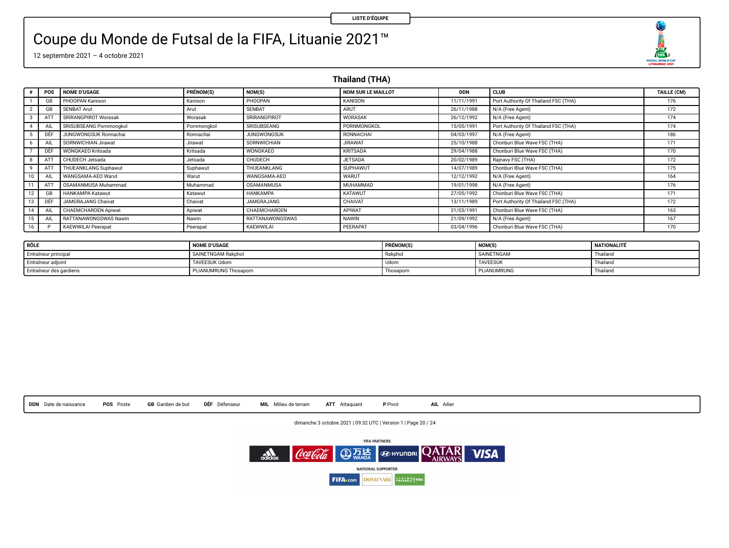LISTE D'ÉQUIPE

# Coupe du Monde de Futsal de la FIFA, Lituanie 2021™

12 septembre 2021 – 4 octobre 2021

## Thailand (THA)

| # | POS | NOME D'USAGE | PRÉNOM(S) | NOM(S) | NOM SUR LE MAILLOT | DDN | CLUB | TAILLE (CM) |
|---|---|---|---|---|---|---|---|---|
| 1 | GB | PHOOPAN Kanison | Kanison | PHOOPAN | KANISON | 11/11/1991 | Port Authority Of Thailand FSC (THA) | 176 |
| 2 | GB | SENBAT Arut | Arut | SENBAT | ARUT | 26/11/1988 | N/A (Free Agent) | 172 |
| 3 | ATT | SRIRANGPIROT Worasak | Worasak | SRIRANGPIROT | WORASAK | 26/12/1992 | N/A (Free Agent) | 174 |
| 4 | AIL | SRISUBSEANG Pornmongkol | Pornmongkol | SRISUBSEANG | PORNMONGKOL | 15/05/1991 | Port Authority Of Thailand FSC (THA) | 174 |
| 5 | DÉF | JUNGWONGSUK Ronnachai | Ronnachai | JUNGWONGSUK | RONNACHAI | 04/03/1997 | N/A (Free Agent) | 186 |
| 6 | AIL | SORNWICHIAN Jirawat | Jirawat | SORNWICHIAN | JIRAWAT | 25/10/1988 | Chonburi Blue Wave FSC (THA) | 171 |
| 7 | DÉF | WONGKAEO Kritsada | Kritsada | WONGKAEO | KRITSADA | 29/04/1988 | Chonburi Blue Wave FSC (THA) | 170 |
| 8 | ATT | CHUDECH Jetsada | Jetsada | CHUDECH | JETSADA | 20/02/1989 | Rajnavy FSC (THA) | 172 |
| 9 | ATT | THUEANKLANG Suphawut | Suphawut | THUEANKLANG | SUPHAWUT | 14/07/1989 | Chonburi Blue Wave FSC (THA) | 175 |
| 10 | AIL | WANGSAMA-AEO Warut | Warut | WANGSAMA-AEO | WARUT | 12/12/1992 | N/A (Free Agent) | 164 |
| 11 | ATT | OSAMANMUSA Muhammad | Muhammad | OSAMANMUSA | MUHAMMAD | 19/01/1998 | N/A (Free Agent) | 176 |
| 12 | GB | HANKAMPA Katawut | Katawut | HANKAMPA | KATAWUT | 27/05/1992 | Chonburi Blue Wave FSC (THA) | 171 |
| 13 | DÉF | JAMGRAJANG Chaivat | Chaivat | JAMGRAJANG | CHAIVAT | 13/11/1989 | Port Authority Of Thailand FSC (THA) | 172 |
| 14 | AIL | CHAEMCHAROEN Apiwat | Apiwat | CHAEMCHAROEN | APIWAT | 31/03/1991 | Chonburi Blue Wave FSC (THA) | 163 |
| 15 | AIL | RATTANAWONGSWAS Nawin | Nawin | RATTANAWONGSWAS | NAWIN | 21/09/1992 | N/A (Free Agent) | 167 |
| 16 | P | KAEWWILAI Peerapat | Peerapat | KAEWWILAI | PEERAPAT | 03/04/1996 | Chonburi Blue Wave FSC (THA) | 170 |

| RÔLE | NOME D'USAGE | PRÉNOM(S) | NOM(S) | NATIONALITÉ |
|---|---|---|---|---|
| Entraîneur principal | SAINETNGAM Rakphol | Rakphol | SAINETNGAM | Thailand |
| Entraîneur adjoint | TAVEESUK Udom | Udom | TAVEESUK | Thailand |
| Entraîneur des gardiens | PLIANUMRUNG Thosaporn | Thosaporn | PLIANUMRUNG | Thailand |

**DDN** Date de naissance **POS** Poste **GB** Gardien de but **DÉF** Défenseur **MIL** Milieu de terrain **ATT** Attaquant **P** Pivot **AIL** Ailier

dimanche 3 octobre 2021 | 09:32 UTC | Version 1

FIFA PARTNERS

NATIONAL SUPPORTER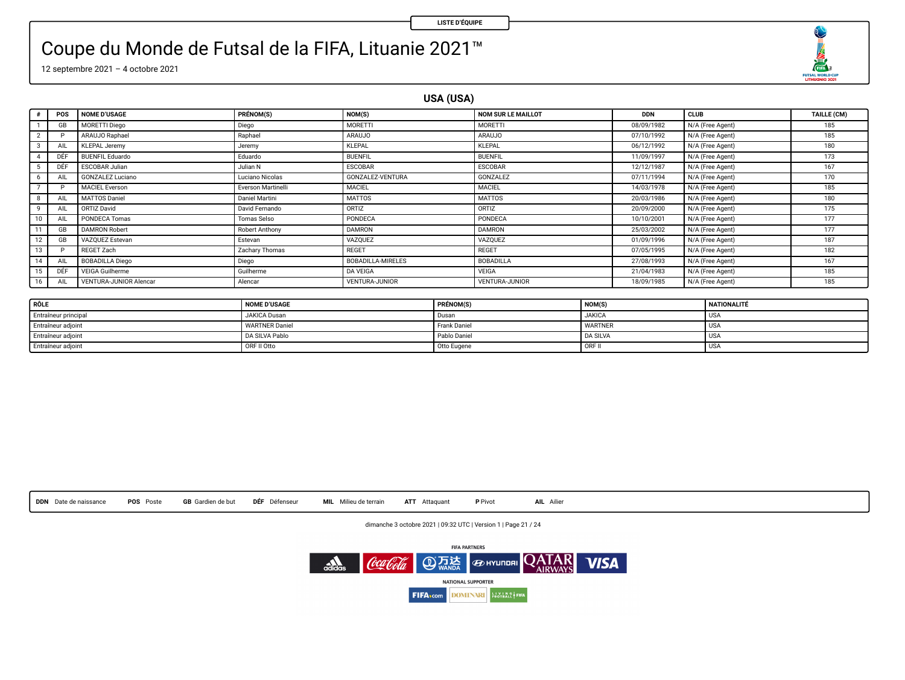LISTE D'ÉQUIPE

# Coupe du Monde de Futsal de la FIFA, Lituanie 2021™

12 septembre 2021 – 4 octobre 2021

## USA (USA)

| # | POS | NOME D'USAGE | PRÉNOM(S) | NOM(S) | NOM SUR LE MAILLOT | DDN | CLUB | TAILLE (CM) |
|---|---|---|---|---|---|---|---|---|
| 1 | GB | MORETTI Diego | Diego | MORETTI | MORETTI | 08/09/1982 | N/A (Free Agent) | 185 |
| 2 | P | ARAUJO Raphael | Raphael | ARAUJO | ARAUJO | 07/10/1992 | N/A (Free Agent) | 185 |
| 3 | AIL | KLEPAL Jeremy | Jeremy | KLEPAL | KLEPAL | 06/12/1992 | N/A (Free Agent) | 180 |
| 4 | DÉF | BUENFIL Eduardo | Eduardo | BUENFIL | BUENFIL | 11/09/1997 | N/A (Free Agent) | 173 |
| 5 | DÉF | ESCOBAR Julian | Julian N | ESCOBAR | ESCOBAR | 12/12/1987 | N/A (Free Agent) | 167 |
| 6 | AIL | GONZALEZ Luciano | Luciano Nicolas | GONZALEZ-VENTURA | GONZALEZ | 07/11/1994 | N/A (Free Agent) | 170 |
| 7 | P | MACIEL Everson | Everson Martinelli | MACIEL | MACIEL | 14/03/1978 | N/A (Free Agent) | 185 |
| 8 | AIL | MATTOS Daniel | Daniel Martini | MATTOS | MATTOS | 20/03/1986 | N/A (Free Agent) | 180 |
| 9 | AIL | ORTIZ David | David Fernando | ORTIZ | ORTIZ | 20/09/2000 | N/A (Free Agent) | 175 |
| 10 | AIL | PONDECA Tomas | Tomas Selso | PONDECA | PONDECA | 10/10/2001 | N/A (Free Agent) | 177 |
| 11 | GB | DAMRON Robert | Robert Anthony | DAMRON | DAMRON | 25/03/2002 | N/A (Free Agent) | 177 |
| 12 | GB | VAZQUEZ Estevan | Estevan | VAZQUEZ | VAZQUEZ | 01/09/1996 | N/A (Free Agent) | 187 |
| 13 | P | REGET Zach | Zachary Thomas | REGET | REGET | 07/05/1995 | N/A (Free Agent) | 182 |
| 14 | AIL | BOBADILLA Diego | Diego | BOBADILLA-MIRELES | BOBADILLA | 27/08/1993 | N/A (Free Agent) | 167 |
| 15 | DÉF | VEIGA Guilherme | Guilherme | DA VEIGA | VEIGA | 21/04/1983 | N/A (Free Agent) | 185 |
| 16 | AIL | VENTURA-JUNIOR Alencar | Alencar | VENTURA-JUNIOR | VENTURA-JUNIOR | 18/09/1985 | N/A (Free Agent) | 185 |

| RÔLE | NOME D'USAGE | PRÉNOM(S) | NOM(S) | NATIONALITÉ |
|---|---|---|---|---|
| Entraîneur principal | JAKICA Dusan | Dusan | JAKICA | USA |
| Entraîneur adjoint | WARTNER Daniel | Frank Daniel | WARTNER | USA |
| Entraîneur adjoint | DA SILVA Pablo | Pablo Daniel | DA SILVA | USA |
| Entraîneur adjoint | ORF II Otto | Otto Eugene | ORF II | USA |

**DDN** Date de naissance **POS** Poste **GB** Gardien de but **DÉF** Défenseur **MIL** Milieu de terrain **ATT** Attaquant **P** Pivot **AIL** Ailier

dimanche 3 octobre 2021 | 09:32 UTC | Version 1

FIFA PARTNERS

NATIONAL SUPPORTER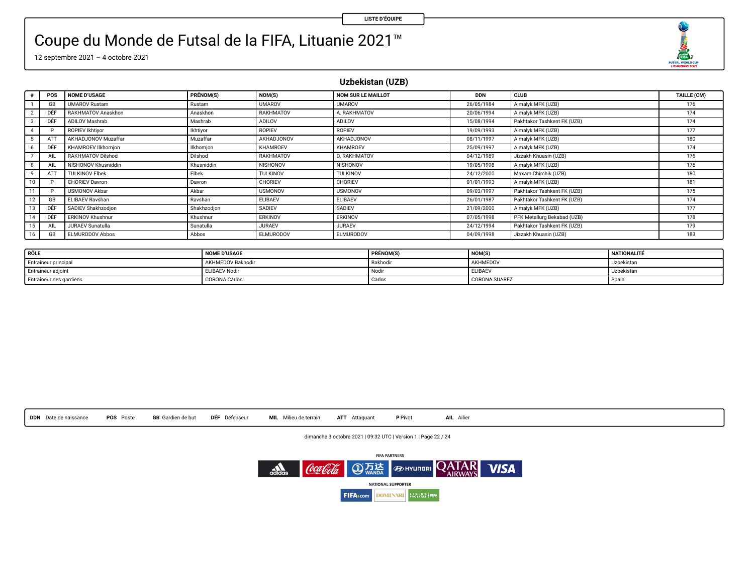LISTE D'ÉQUIPE

# Coupe du Monde de Futsal de la FIFA, Lituanie 2021™

12 septembre 2021 – 4 octobre 2021

## Uzbekistan (UZB)

| # | POS | NOME D'USAGE | PRÉNOM(S) | NOM(S) | NOM SUR LE MAILLOT | DDN | CLUB | TAILLE (CM) |
|---|---|---|---|---|---|---|---|---|
| 1 | GB | UMAROV Rustam | Rustam | UMAROV | UMAROV | 26/05/1984 | Almalyk MFK (UZB) | 176 |
| 2 | DÉF | RAKHMATOV Anaskhon | Anaskhon | RAKHMATOV | A. RAKHMATOV | 20/06/1994 | Almalyk MFK (UZB) | 174 |
| 3 | DÉF | ADILOV Mashrab | Mashrab | ADILOV | ADILOV | 15/08/1994 | Pakhtakor Tashkent FK (UZB) | 174 |
| 4 | P | ROPIEV Ikhtiyor | Ikhtiyor | ROPIEV | ROPIEV | 19/09/1993 | Almalyk MFK (UZB) | 177 |
| 5 | ATT | AKHADJONOV Muzaffar | Muzaffar | AKHADJONOV | AKHADJONOV | 08/11/1997 | Almalyk MFK (UZB) | 180 |
| 6 | DÉF | KHAMROEV Ilkhomjon | Ilkhomjon | KHAMROEV | KHAMROEV | 25/09/1997 | Almalyk MFK (UZB) | 174 |
| 7 | AIL | RAKHMATOV Dilshod | Dilshod | RAKHMATOV | D. RAKHMATOV | 04/12/1989 | Jizzakh Khuasin (UZB) | 176 |
| 8 | AIL | NISHONOV Khusniddin | Khusniddin | NISHONOV | NISHONOV | 19/05/1998 | Almalyk MFK (UZB) | 176 |
| 9 | ATT | TULKINOV Elbek | Elbek | TULKINOV | TULKINOV | 24/12/2000 | Maxam Chirchik (UZB) | 180 |
| 10 | P | CHORIEV Davron | Davron | CHORIEV | CHORIEV | 01/01/1993 | Almalyk MFK (UZB) | 181 |
| 11 | P | USMONOV Akbar | Akbar | USMONOV | USMONOV | 09/03/1997 | Pakhtakor Tashkent FK (UZB) | 175 |
| 12 | GB | ELIBAEV Ravshan | Ravshan | ELIBAEV | ELIBAEV | 26/01/1987 | Pakhtakor Tashkent FK (UZB) | 174 |
| 13 | DÉF | SADIEV Shakhzodjon | Shakhzodjon | SADIEV | SADIEV | 21/09/2000 | Almalyk MFK (UZB) | 177 |
| 14 | DÉF | ERKINOV Khushnur | Khushnur | ERKINOV | ERKINOV | 07/05/1998 | PFK Metallurg Bekabad (UZB) | 178 |
| 15 | AIL | JURAEV Sunatulla | Sunatulla | JURAEV | JURAEV | 24/12/1994 | Pakhtakor Tashkent FK (UZB) | 179 |
| 16 | GB | ELMURODOV Abbos | Abbos | ELMURODOV | ELMURODOV | 04/09/1998 | Jizzakh Khuasin (UZB) | 183 |

| RÔLE | NOME D'USAGE | PRÉNOM(S) | NOM(S) | NATIONALITÉ |
|---|---|---|---|---|
| Entraîneur principal | AKHMEDOV Bakhodir | Bakhodir | AKHMEDOV | Uzbekistan |
| Entraîneur adjoint | ELIBAEV Nodir | Nodir | ELIBAEV | Uzbekistan |
| Entraîneur des gardiens | CORONA Carlos | Carlos | CORONA SUAREZ | Spain |

**DDN** Date de naissance **POS** Poste **GB** Gardien de but **DÉF** Défenseur **MIL** Milieu de terrain **ATT** Attaquant **P** Pivot **AIL** Ailier

dimanche 3 octobre 2021 | 09:32 UTC | Version 1

FIFA PARTNERS

NATIONAL SUPPORTER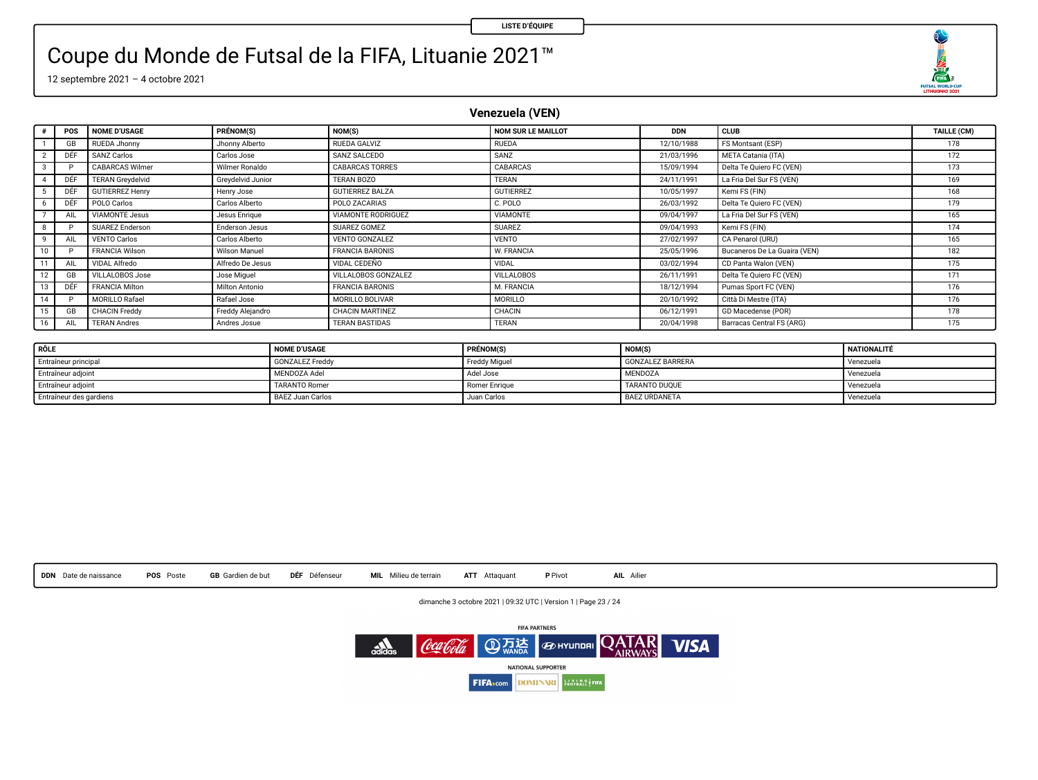LISTE D'ÉQUIPE

# Coupe du Monde de Futsal de la FIFA, Lituanie 2021™

12 septembre 2021 – 4 octobre 2021

## Venezuela (VEN)

| # | POS | NOME D'USAGE | PRÉNOM(S) | NOM(S) | NOM SUR LE MAILLOT | DDN | CLUB | TAILLE (CM) |
|---|---|---|---|---|---|---|---|---|
| 1 | GB | RUEDA Jhonny | Jhonny Alberto | RUEDA GALVIZ | RUEDA | 12/10/1988 | FS Montsant (ESP) | 178 |
| 2 | DÉF | SANZ Carlos | Carlos Jose | SANZ SALCEDO | SANZ | 21/03/1996 | META Catania (ITA) | 172 |
| 3 | P | CABARCAS Wilmer | Wilmer Ronaldo | CABARCAS TORRES | CABARCAS | 15/09/1994 | Delta Te Quiero FC (VEN) | 173 |
| 4 | DÉF | TERAN Greydelvid | Greydelvid Junior | TERAN BOZO | TERAN | 24/11/1991 | La Fria Del Sur FS (VEN) | 169 |
| 5 | DÉF | GUTIERREZ Henry | Henry Jose | GUTIERREZ BALZA | GUTIERREZ | 10/05/1997 | Kemi FS (FIN) | 168 |
| 6 | DÉF | POLO Carlos | Carlos Alberto | POLO ZACARIAS | C. POLO | 26/03/1992 | Delta Te Quiero FC (VEN) | 179 |
| 7 | AIL | VIAMONTE Jesus | Jesus Enrique | VIAMONTE RODRIGUEZ | VIAMONTE | 09/04/1997 | La Fria Del Sur FS (VEN) | 165 |
| 8 | P | SUAREZ Enderson | Enderson Jesus | SUAREZ GOMEZ | SUAREZ | 09/04/1993 | Kemi FS (FIN) | 174 |
| 9 | AIL | VENTO Carlos | Carlos Alberto | VENTO GONZALEZ | VENTO | 27/02/1997 | CA Penarol (URU) | 165 |
| 10 | P | FRANCIA Wilson | Wilson Manuel | FRANCIA BARONIS | W. FRANCIA | 25/05/1996 | Bucaneros De La Guaira (VEN) | 182 |
| 11 | AIL | VIDAL Alfredo | Alfredo De Jesus | VIDAL CEDEÑO | VIDAL | 03/02/1994 | CD Panta Walon (VEN) | 175 |
| 12 | GB | VILLALOBOS Jose | Jose Miguel | VILLALOBOS GONZALEZ | VILLALOBOS | 26/11/1991 | Delta Te Quiero FC (VEN) | 171 |
| 13 | DÉF | FRANCIA Milton | Milton Antonio | FRANCIA BARONIS | M. FRANCIA | 18/12/1994 | Pumas Sport FC (VEN) | 176 |
| 14 | P | MORILLO Rafael | Rafael Jose | MORILLO BOLIVAR | MORILLO | 20/10/1992 | Città Di Mestre (ITA) | 176 |
| 15 | GB | CHACIN Freddy | Freddy Alejandro | CHACIN MARTINEZ | CHACIN | 06/12/1991 | GD Macedense (POR) | 178 |
| 16 | AIL | TERAN Andres | Andres Josue | TERAN BASTIDAS | TERAN | 20/04/1998 | Barracas Central FS (ARG) | 175 |

| RÔLE | NOME D'USAGE | PRÉNOM(S) | NOM(S) | NATIONALITÉ |
|---|---|---|---|---|
| Entraîneur principal | GONZALEZ Freddy | Freddy Miguel | GONZALEZ BARRERA | Venezuela |
| Entraîneur adjoint | MENDOZA Adel | Adel Jose | MENDOZA | Venezuela |
| Entraîneur adjoint | TARANTO Romer | Romer Enrique | TARANTO DUQUE | Venezuela |
| Entraîneur des gardiens | BAEZ Juan Carlos | Juan Carlos | BAEZ URDANETA | Venezuela |

**DDN** Date de naissance **POS** Poste **GB** Gardien de but **DÉF** Défenseur **MIL** Milieu de terrain **ATT** Attaquant **P** Pivot **AIL** Ailier

dimanche 3 octobre 2021 | 09:32 UTC | Version 1

FIFA PARTNERS

NATIONAL SUPPORTER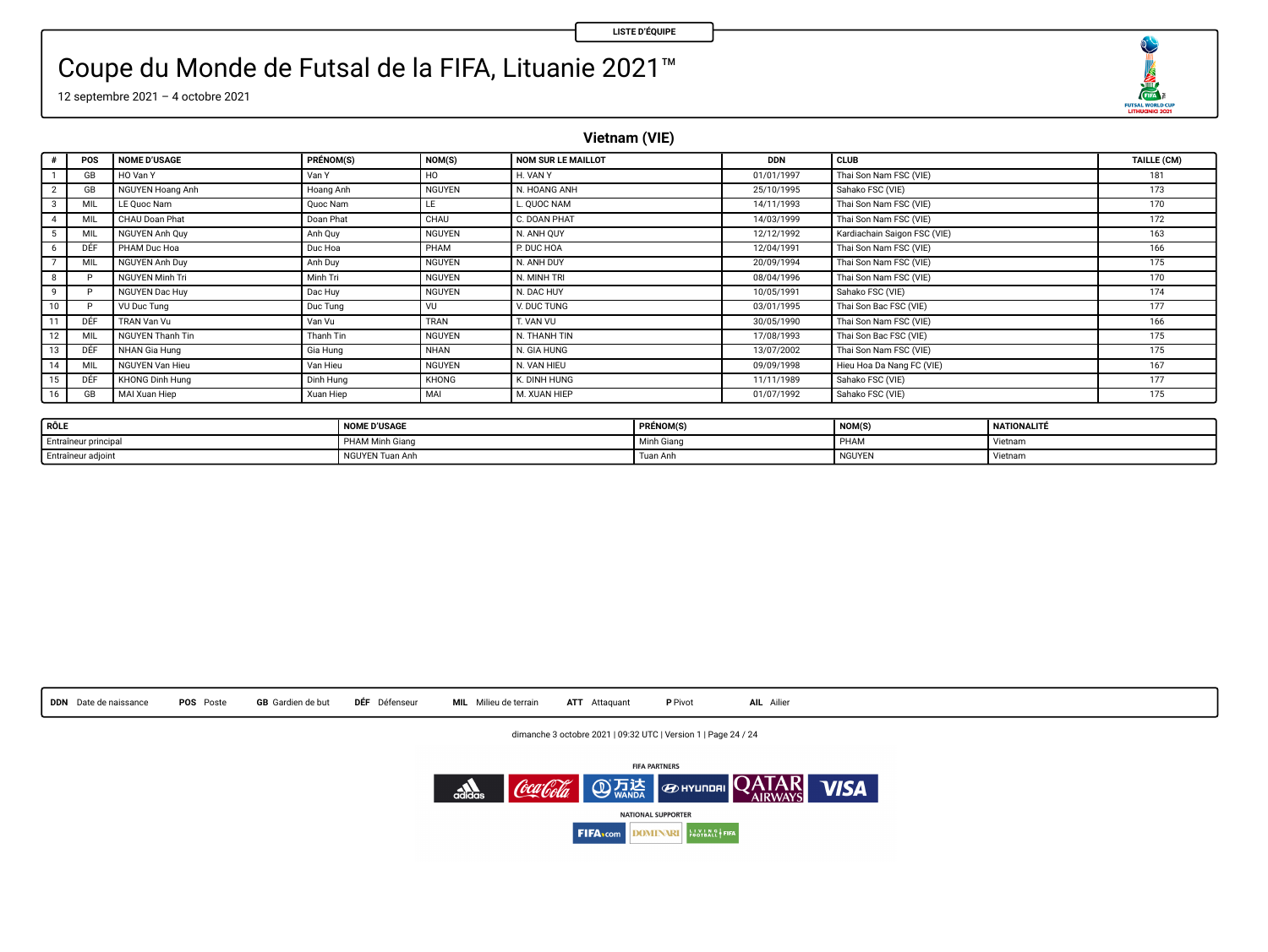LISTE D'ÉQUIPE

# Coupe du Monde de Futsal de la FIFA, Lituanie 2021™

12 septembre 2021 – 4 octobre 2021

## Vietnam (VIE)

| # | POS | NOME D'USAGE | PRÉNOM(S) | NOM(S) | NOM SUR LE MAILLOT | DDN | CLUB | TAILLE (CM) |
|---|---|---|---|---|---|---|---|---|
| 1 | GB | HO Van Y | Van Y | HO | H. VAN Y | 01/01/1997 | Thai Son Nam FSC (VIE) | 181 |
| 2 | GB | NGUYEN Hoang Anh | Hoang Anh | NGUYEN | N. HOANG ANH | 25/10/1995 | Sahako FSC (VIE) | 173 |
| 3 | MIL | LE Quoc Nam | Quoc Nam | LE | L. QUOC NAM | 14/11/1993 | Thai Son Nam FSC (VIE) | 170 |
| 4 | MIL | CHAU Doan Phat | Doan Phat | CHAU | C. DOAN PHAT | 14/03/1999 | Thai Son Nam FSC (VIE) | 172 |
| 5 | MIL | NGUYEN Anh Quy | Anh Quy | NGUYEN | N. ANH QUY | 12/12/1992 | Kardiachain Saigon FSC (VIE) | 163 |
| 6 | DÉF | PHAM Duc Hoa | Duc Hoa | PHAM | P. DUC HOA | 12/04/1991 | Thai Son Nam FSC (VIE) | 166 |
| 7 | MIL | NGUYEN Anh Duy | Anh Duy | NGUYEN | N. ANH DUY | 20/09/1994 | Thai Son Nam FSC (VIE) | 175 |
| 8 | P | NGUYEN Minh Tri | Minh Tri | NGUYEN | N. MINH TRI | 08/04/1996 | Thai Son Nam FSC (VIE) | 170 |
| 9 | P | NGUYEN Dac Huy | Dac Huy | NGUYEN | N. DAC HUY | 10/05/1991 | Sahako FSC (VIE) | 174 |
| 10 | P | VU Duc Tung | Duc Tung | VU | V. DUC TUNG | 03/01/1995 | Thai Son Bac FSC (VIE) | 177 |
| 11 | DÉF | TRAN Van Vu | Van Vu | TRAN | T. VAN VU | 30/05/1990 | Thai Son Nam FSC (VIE) | 166 |
| 12 | MIL | NGUYEN Thanh Tin | Thanh Tin | NGUYEN | N. THANH TIN | 17/08/1993 | Thai Son Bac FSC (VIE) | 175 |
| 13 | DÉF | NHAN Gia Hung | Gia Hung | NHAN | N. GIA HUNG | 13/07/2002 | Thai Son Nam FSC (VIE) | 175 |
| 14 | MIL | NGUYEN Van Hieu | Van Hieu | NGUYEN | N. VAN HIEU | 09/09/1998 | Hieu Hoa Da Nang FC (VIE) | 167 |
| 15 | DÉF | KHONG Dinh Hung | Dinh Hung | KHONG | K. DINH HUNG | 11/11/1989 | Sahako FSC (VIE) | 177 |
| 16 | GB | MAI Xuan Hiep | Xuan Hiep | MAI | M. XUAN HIEP | 01/07/1992 | Sahako FSC (VIE) | 175 |

| RÔLE | NOME D'USAGE | PRÉNOM(S) | NOM(S) | NATIONALITÉ |
|---|---|---|---|---|
| Entraîneur principal | PHAM Minh Giang | Minh Giang | PHAM | Vietnam |
| Entraîneur adjoint | NGUYEN Tuan Anh | Tuan Anh | NGUYEN | Vietnam |

**DDN** Date de naissance **POS** Poste **GB** Gardien de but **DÉF** Défenseur **MIL** Milieu de terrain **ATT** Attaquant **P** Pivot **AIL** Ailier

dimanche 3 octobre 2021 | 09:32 UTC | Version 1

FIFA PARTNERS

NATIONAL SUPPORTER